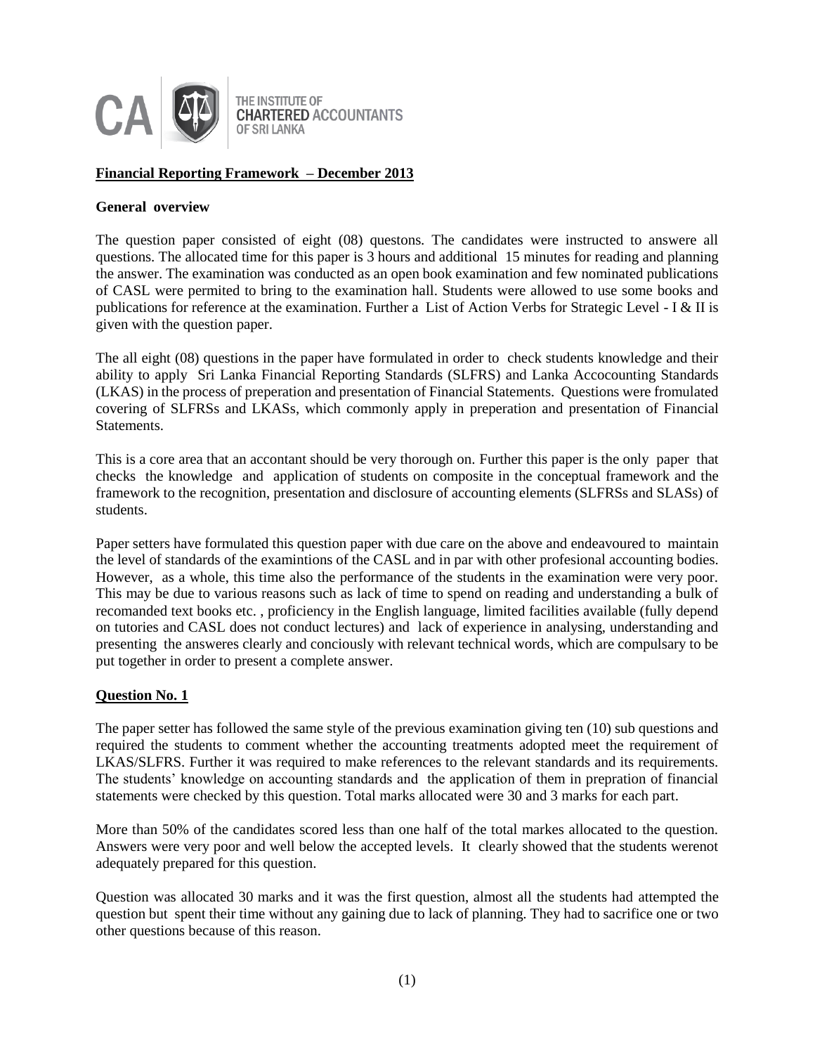THE INSTITUTE OF CHARTERED ACCOUNTANTS OF SRI LANKA

## Financial Reporting Framework – December 2013

### General overview

The question paper consisted of eight (08) questons. The candidates were instructed to answere all questions. The allocated time for this paper is 3 hours and additional 15 minutes for reading and planning the answer. The examination was conducted as an open book examination and few nominated publications of CASL were permited to bring to the examination hall. Students were allowed to use some books and publications for reference at the examination. Further a List of Action Verbs for Strategic Level - I & II is given with the question paper.

The all eight (08) questions in the paper have formulated in order to check students knowledge and their ability to apply Sri Lanka Financial Reporting Standards (SLFRS) and Lanka Accocounting Standards (LKAS) in the process of preperation and presentation of Financial Statements. Questions were fromulated covering of SLFRSs and LKASs, which commonly apply in preperation and presentation of Financial Statements.

This is a core area that an accontant should be very thorough on. Further this paper is the only paper that checks the knowledge and application of students on composite in the conceptual framework and the framework to the recognition, presentation and disclosure of accounting elements (SLFRSs and SLASs) of students.

Paper setters have formulated this question paper with due care on the above and endeavoured to maintain the level of standards of the examintions of the CASL and in par with other profesional accounting bodies. However, as a whole, this time also the performance of the students in the examination were very poor. This may be due to various reasons such as lack of time to spend on reading and understanding a bulk of recomanded text books etc. , proficiency in the English language, limited facilities available (fully depend on tutories and CASL does not conduct lectures) and lack of experience in analysing, understanding and presenting the answeres clearly and conciously with relevant technical words, which are compulsary to be put together in order to present a complete answer.

### Question No. 1

The paper setter has followed the same style of the previous examination giving ten (10) sub questions and required the students to comment whether the accounting treatments adopted meet the requirement of LKAS/SLFRS. Further it was required to make references to the relevant standards and its requirements. The students' knowledge on accounting standards and the application of them in prepration of financial statements were checked by this question. Total marks allocated were 30 and 3 marks for each part.

More than 50% of the candidates scored less than one half of the total markes allocated to the question. Answers were very poor and well below the accepted levels. It clearly showed that the students werenot adequately prepared for this question.

Question was allocated 30 marks and it was the first question, almost all the students had attempted the question but spent their time without any gaining due to lack of planning. They had to sacrifice one or two other questions because of this reason.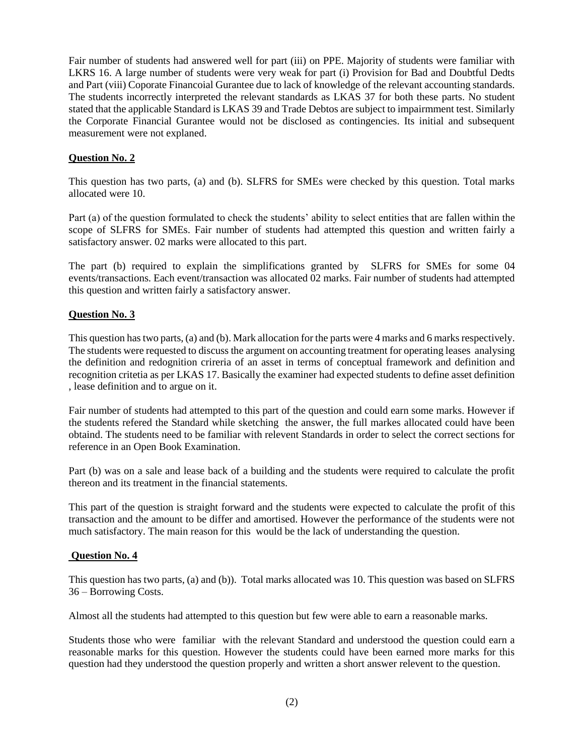Fair number of students had answered well for part (iii) on PPE. Majority of students were familiar with LKRS 16. A large number of students were very weak for part (i) Provision for Bad and Doubtful Dedts and Part (viii) Coporate Financoial Gurantee due to lack of knowledge of the relevant accounting standards. The students incorrectly interpreted the relevant standards as LKAS 37 for both these parts. No student stated that the applicable Standard is LKAS 39 and Trade Debtos are subject to impairmment test. Similarly the Corporate Financial Gurantee would not be disclosed as contingencies. Its initial and subsequent measurement were not explaned.

**Question No. 2**

This question has two parts, (a) and (b). SLFRS for SMEs were checked by this question. Total marks allocated were 10.

Part (a) of the question formulated to check the students' ability to select entities that are fallen within the scope of SLFRS for SMEs. Fair number of students had attempted this question and written fairly a satisfactory answer. 02 marks were allocated to this part.

The part (b) required to explain the simplifications granted by SLFRS for SMEs for some 04 events/transactions. Each event/transaction was allocated 02 marks. Fair number of students had attempted this question and written fairly a satisfactory answer.

**Question No. 3**

This question has two parts, (a) and (b). Mark allocation for the parts were 4 marks and 6 marks respectively. The students were requested to discuss the argument on accounting treatment for operating leases analysing the definition and redognition crireria of an asset in terms of conceptual framework and definition and recognition critetia as per LKAS 17. Basically the examiner had expected students to define asset definition , lease definition and to argue on it.

Fair number of students had attempted to this part of the question and could earn some marks. However if the students refered the Standard while sketching the answer, the full markes allocated could have been obtaind. The students need to be familiar with relevent Standards in order to select the correct sections for reference in an Open Book Examination.

Part (b) was on a sale and lease back of a building and the students were required to calculate the profit thereon and its treatment in the financial statements.

This part of the question is straight forward and the students were expected to calculate the profit of this transaction and the amount to be differ and amortised. However the performance of the students were not much satisfactory. The main reason for this would be the lack of understanding the question.

**Question No. 4**

This question has two parts, (a) and (b)). Total marks allocated was 10. This question was based on SLFRS 36 – Borrowing Costs.

Almost all the students had attempted to this question but few were able to earn a reasonable marks.

Students those who were familiar with the relevant Standard and understood the question could earn a reasonable marks for this question. However the students could have been earned more marks for this question had they understood the question properly and written a short answer relevent to the question.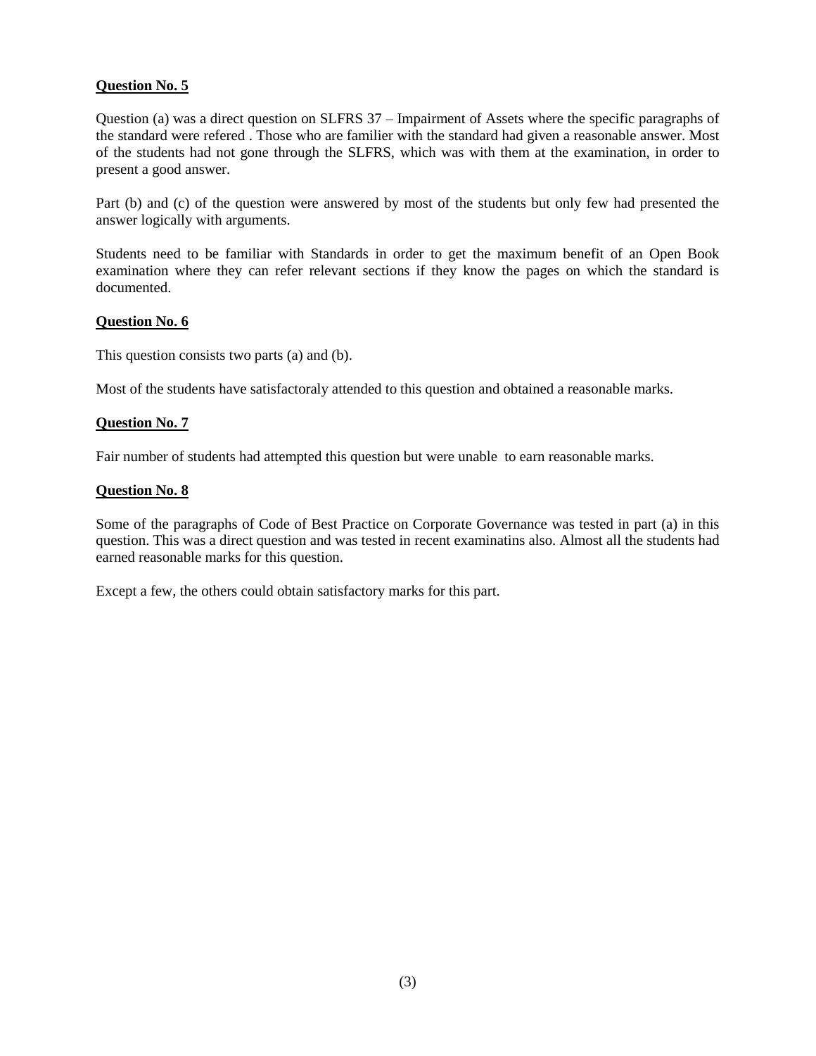**Question No. 5**

Question (a) was a direct question on SLFRS 37 – Impairment of Assets where the specific paragraphs of the standard were refered . Those who are familier with the standard had given a reasonable answer. Most of the students had not gone through the SLFRS, which was with them at the examination, in order to present a good answer.

Part (b) and (c) of the question were answered by most of the students but only few had presented the answer logically with arguments.

Students need to be familiar with Standards in order to get the maximum benefit of an Open Book examination where they can refer relevant sections if they know the pages on which the standard is documented.

**Question No. 6**

This question consists two parts (a) and (b).

Most of the students have satisfactoraly attended to this question and obtained a reasonable marks.

**Question No. 7**

Fair number of students had attempted this question but were unable to earn reasonable marks.

**Question No. 8**

Some of the paragraphs of Code of Best Practice on Corporate Governance was tested in part (a) in this question. This was a direct question and was tested in recent examinatins also. Almost all the students had earned reasonable marks for this question.

Except a few, the others could obtain satisfactory marks for this part.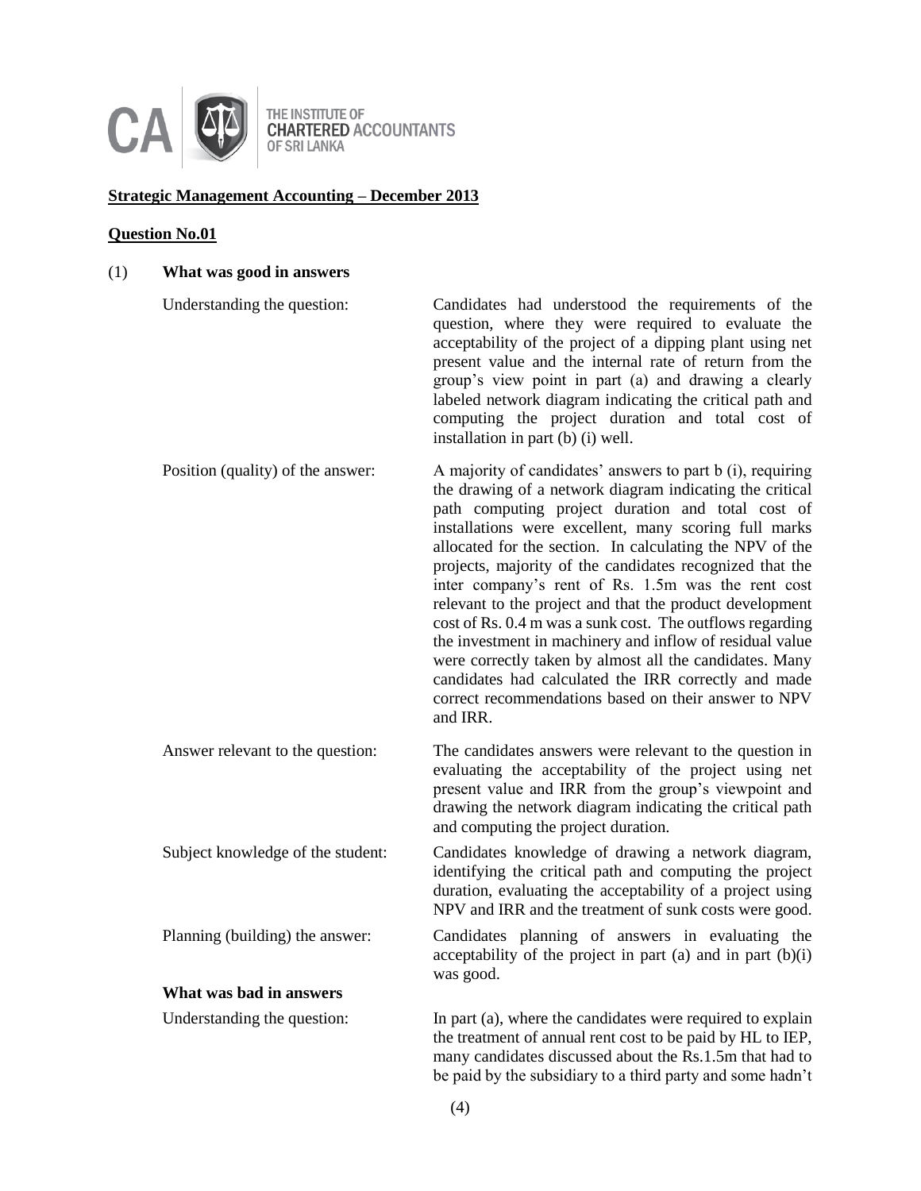CA | THE INSTITUTE OF **CHARTERED** ACCOUNTANTS OF SRI LANKA

## **Strategic Management Accounting – December 2013**

### **Question No.01**

(1) **What was good in answers**

| | |
|---|---|
| Understanding the question: | Candidates had understood the requirements of the question, where they were required to evaluate the acceptability of the project of a dipping plant using net present value and the internal rate of return from the group's view point in part (a) and drawing a clearly labeled network diagram indicating the critical path and computing the project duration and total cost of installation in part (b) (i) well. |
| Position (quality) of the answer: | A majority of candidates' answers to part b (i), requiring the drawing of a network diagram indicating the critical path computing project duration and total cost of installations were excellent, many scoring full marks allocated for the section. In calculating the NPV of the projects, majority of the candidates recognized that the inter company's rent of Rs. 1.5m was the rent cost relevant to the project and that the product development cost of Rs. 0.4 m was a sunk cost. The outflows regarding the investment in machinery and inflow of residual value were correctly taken by almost all the candidates. Many candidates had calculated the IRR correctly and made correct recommendations based on their answer to NPV and IRR. |
| Answer relevant to the question: | The candidates answers were relevant to the question in evaluating the acceptability of the project using net present value and IRR from the group's viewpoint and drawing the network diagram indicating the critical path and computing the project duration. |
| Subject knowledge of the student: | Candidates knowledge of drawing a network diagram, identifying the critical path and computing the project duration, evaluating the acceptability of a project using NPV and IRR and the treatment of sunk costs were good. |
| Planning (building) the answer: | Candidates planning of answers in evaluating the acceptability of the project in part (a) and in part (b)(i) was good. |

**What was bad in answers**

| | |
|---|---|
| Understanding the question: | In part (a), where the candidates were required to explain the treatment of annual rent cost to be paid by HL to IEP, many candidates discussed about the Rs.1.5m that had to be paid by the subsidiary to a third party and some hadn't |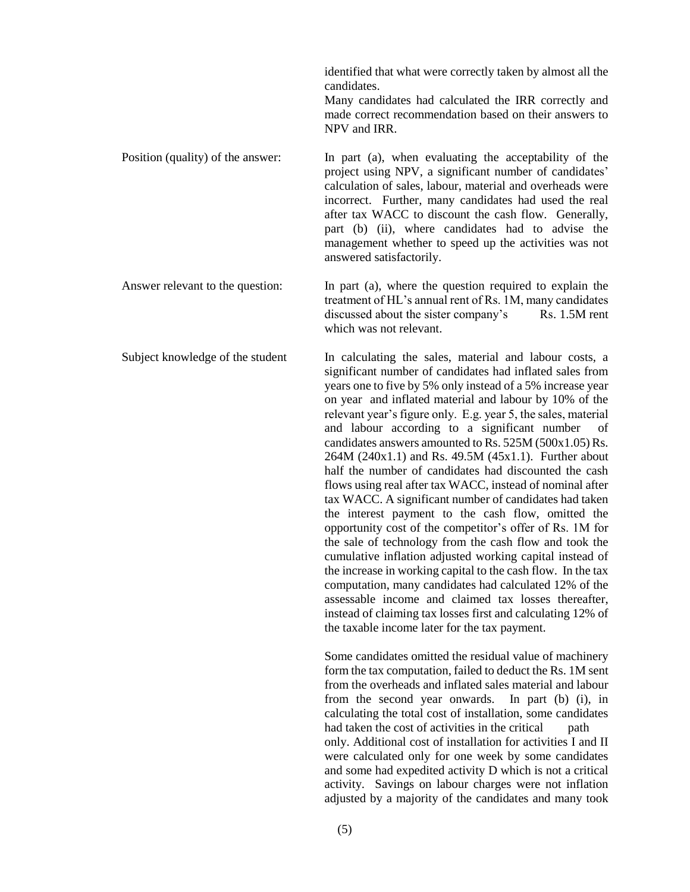| | |
|---|---|
| | identified that what were correctly taken by almost all the candidates. Many candidates had calculated the IRR correctly and made correct recommendation based on their answers to NPV and IRR. |
| Position (quality) of the answer: | In part (a), when evaluating the acceptability of the project using NPV, a significant number of candidates' calculation of sales, labour, material and overheads were incorrect. Further, many candidates had used the real after tax WACC to discount the cash flow. Generally, part (b) (ii), where candidates had to advise the management whether to speed up the activities was not answered satisfactorily. |
| Answer relevant to the question: | In part (a), where the question required to explain the treatment of HL's annual rent of Rs. 1M, many candidates discussed about the sister company's Rs. 1.5M rent which was not relevant. |
| Subject knowledge of the student | In calculating the sales, material and labour costs, a significant number of candidates had inflated sales from years one to five by 5% only instead of a 5% increase year on year and inflated material and labour by 10% of the relevant year's figure only. E.g. year 5, the sales, material and labour according to a significant number of candidates answers amounted to Rs. 525M (500x1.05) Rs. 264M (240x1.1) and Rs. 49.5M (45x1.1). Further about half the number of candidates had discounted the cash flows using real after tax WACC, instead of nominal after tax WACC. A significant number of candidates had taken the interest payment to the cash flow, omitted the opportunity cost of the competitor's offer of Rs. 1M for the sale of technology from the cash flow and took the cumulative inflation adjusted working capital instead of the increase in working capital to the cash flow. In the tax computation, many candidates had calculated 12% of the assessable income and claimed tax losses thereafter, instead of claiming tax losses first and calculating 12% of the taxable income later for the tax payment.<br><br>Some candidates omitted the residual value of machinery form the tax computation, failed to deduct the Rs. 1M sent from the overheads and inflated sales material and labour from the second year onwards. In part (b) (i), in calculating the total cost of installation, some candidates had taken the cost of activities in the critical path only. Additional cost of installation for activities I and II were calculated only for one week by some candidates and some had expedited activity D which is not a critical activity. Savings on labour charges were not inflation adjusted by a majority of the candidates and many took |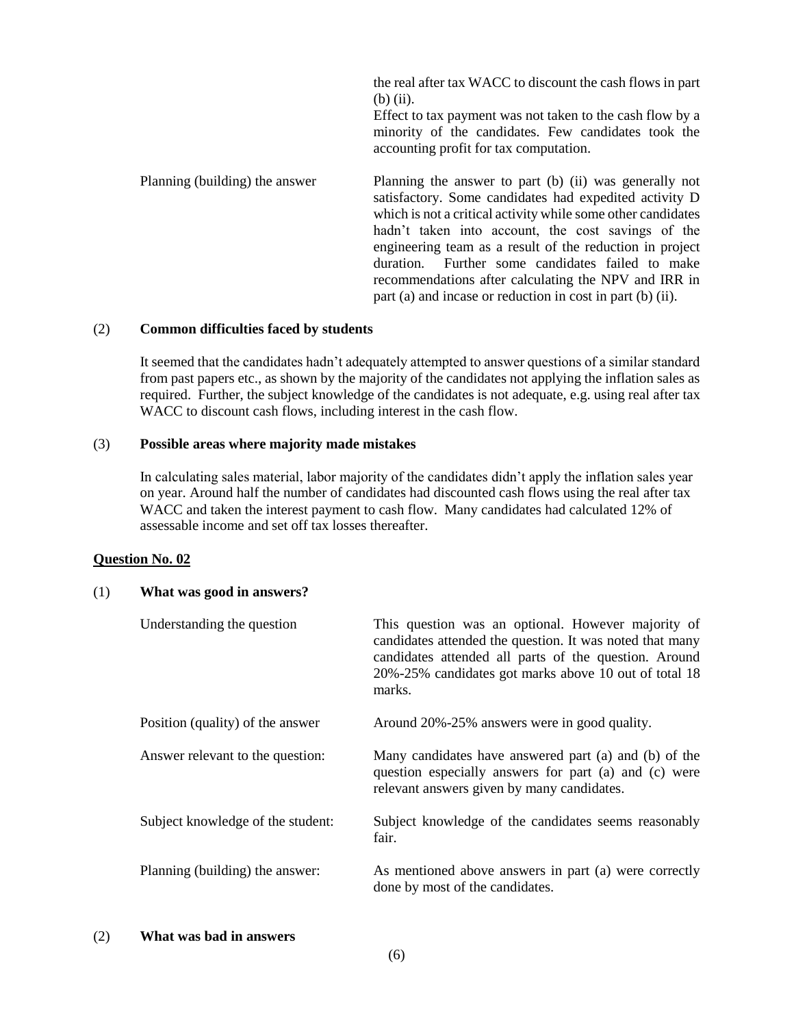| | |
|---|---|
| | the real after tax WACC to discount the cash flows in part (b) (ii). Effect to tax payment was not taken to the cash flow by a minority of the candidates. Few candidates took the accounting profit for tax computation. |
| Planning (building) the answer | Planning the answer to part (b) (ii) was generally not satisfactory. Some candidates had expedited activity D which is not a critical activity while some other candidates hadn't taken into account, the cost savings of the engineering team as a result of the reduction in project duration. Further some candidates failed to make recommendations after calculating the NPV and IRR in part (a) and incase or reduction in cost in part (b) (ii). |

(2) **Common difficulties faced by students**

It seemed that the candidates hadn't adequately attempted to answer questions of a similar standard from past papers etc., as shown by the majority of the candidates not applying the inflation sales as required. Further, the subject knowledge of the candidates is not adequate, e.g. using real after tax WACC to discount cash flows, including interest in the cash flow.

(3) **Possible areas where majority made mistakes**

In calculating sales material, labor majority of the candidates didn't apply the inflation sales year on year. Around half the number of candidates had discounted cash flows using the real after tax WACC and taken the interest payment to cash flow. Many candidates had calculated 12% of assessable income and set off tax losses thereafter.

**Question No. 02**

(1) **What was good in answers?**

| | |
|---|---|
| Understanding the question | This question was an optional. However majority of candidates attended the question. It was noted that many candidates attended all parts of the question. Around 20%-25% candidates got marks above 10 out of total 18 marks. |
| Position (quality) of the answer | Around 20%-25% answers were in good quality. |
| Answer relevant to the question: | Many candidates have answered part (a) and (b) of the question especially answers for part (a) and (c) were relevant answers given by many candidates. |
| Subject knowledge of the student: | Subject knowledge of the candidates seems reasonably fair. |
| Planning (building) the answer: | As mentioned above answers in part (a) were correctly done by most of the candidates. |

(2) **What was bad in answers**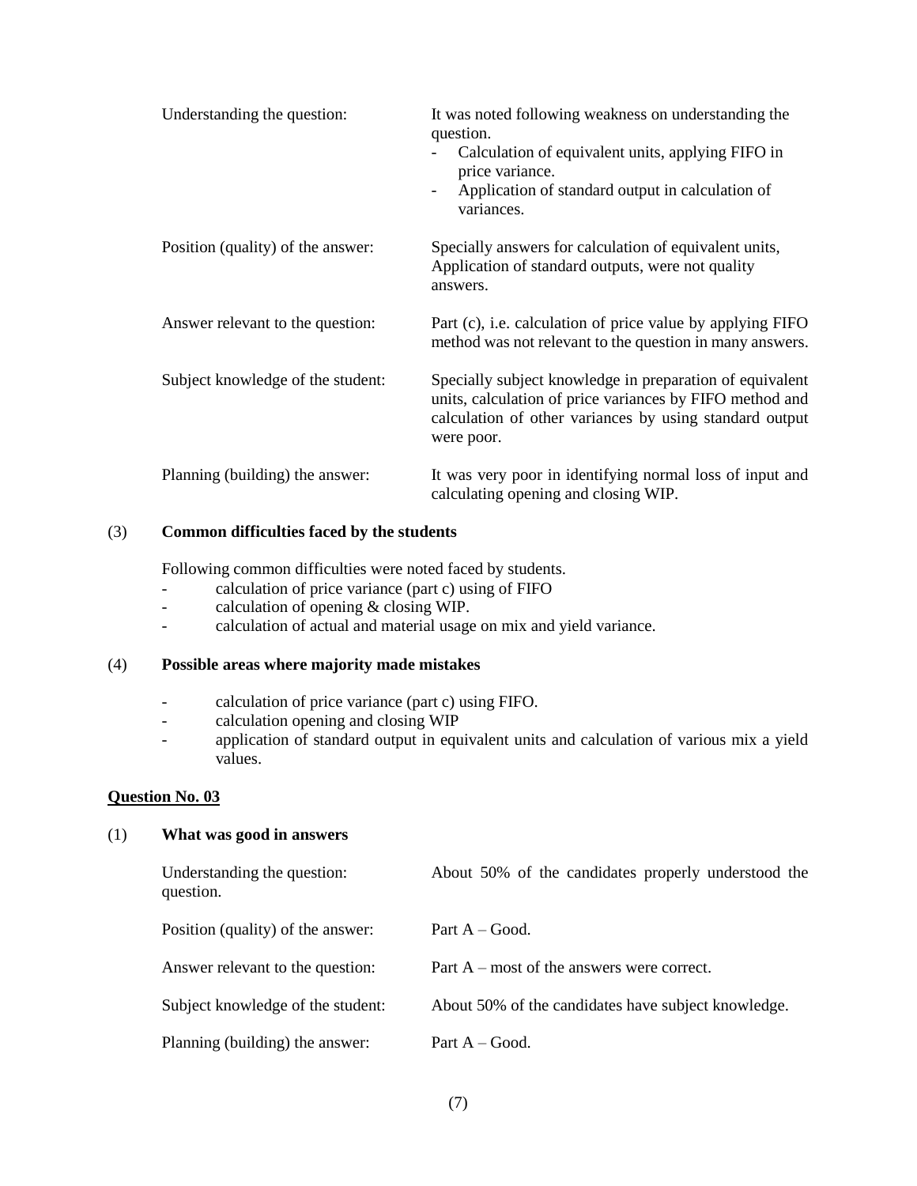| | |
|---|---|
| Understanding the question: | It was noted following weakness on understanding the question.<br>- Calculation of equivalent units, applying FIFO in price variance.<br>- Application of standard output in calculation of variances. |
| Position (quality) of the answer: | Specially answers for calculation of equivalent units, Application of standard outputs, were not quality answers. |
| Answer relevant to the question: | Part (c), i.e. calculation of price value by applying FIFO method was not relevant to the question in many answers. |
| Subject knowledge of the student: | Specially subject knowledge in preparation of equivalent units, calculation of price variances by FIFO method and calculation of other variances by using standard output were poor. |
| Planning (building) the answer: | It was very poor in identifying normal loss of input and calculating opening and closing WIP. |

(3) **Common difficulties faced by the students**

Following common difficulties were noted faced by students.

- calculation of price variance (part c) using of FIFO
- calculation of opening & closing WIP.
- calculation of actual and material usage on mix and yield variance.

(4) **Possible areas where majority made mistakes**

- calculation of price variance (part c) using FIFO.
- calculation opening and closing WIP
- application of standard output in equivalent units and calculation of various mix a yield values.

**Question No. 03**

(1) **What was good in answers**

| | |
|---|---|
| Understanding the question: | About 50% of the candidates properly understood the question. |
| Position (quality) of the answer: | Part A – Good. |
| Answer relevant to the question: | Part A – most of the answers were correct. |
| Subject knowledge of the student: | About 50% of the candidates have subject knowledge. |
| Planning (building) the answer: | Part A – Good. |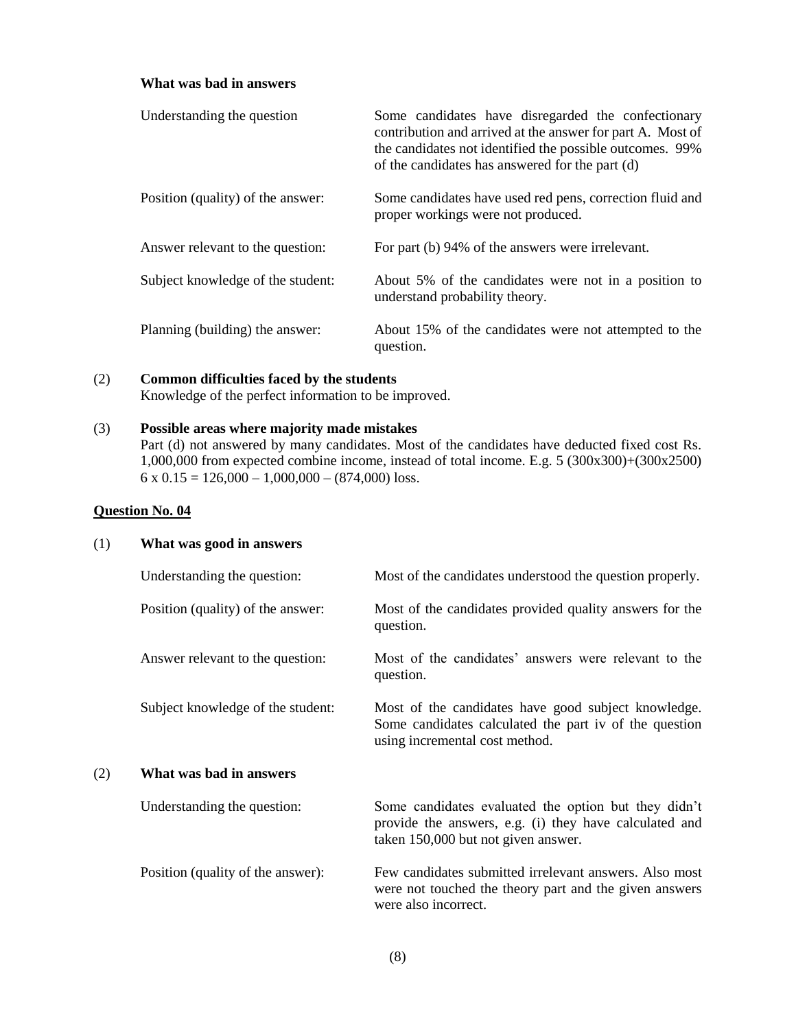**What was bad in answers**

| | |
|---|---|
| Understanding the question | Some candidates have disregarded the confectionary contribution and arrived at the answer for part A. Most of the candidates not identified the possible outcomes. 99% of the candidates has answered for the part (d) |
| Position (quality) of the answer: | Some candidates have used red pens, correction fluid and proper workings were not produced. |
| Answer relevant to the question: | For part (b) 94% of the answers were irrelevant. |
| Subject knowledge of the student: | About 5% of the candidates were not in a position to understand probability theory. |
| Planning (building) the answer: | About 15% of the candidates were not attempted to the question. |

(2) **Common difficulties faced by the students**
Knowledge of the perfect information to be improved.

(3) **Possible areas where majority made mistakes**
Part (d) not answered by many candidates. Most of the candidates have deducted fixed cost Rs. 1,000,000 from expected combine income, instead of total income. E.g. 5 (300x300)+(300x2500) 6 x 0.15 = 126,000 – 1,000,000 – (874,000) loss.

**Question No. 04**

(1) **What was good in answers**

| | |
|---|---|
| Understanding the question: | Most of the candidates understood the question properly. |
| Position (quality) of the answer: | Most of the candidates provided quality answers for the question. |
| Answer relevant to the question: | Most of the candidates' answers were relevant to the question. |
| Subject knowledge of the student: | Most of the candidates have good subject knowledge. Some candidates calculated the part iv of the question using incremental cost method. |

(2) **What was bad in answers**

| | |
|---|---|
| Understanding the question: | Some candidates evaluated the option but they didn't provide the answers, e.g. (i) they have calculated and taken 150,000 but not given answer. |
| Position (quality of the answer): | Few candidates submitted irrelevant answers. Also most were not touched the theory part and the given answers were also incorrect. |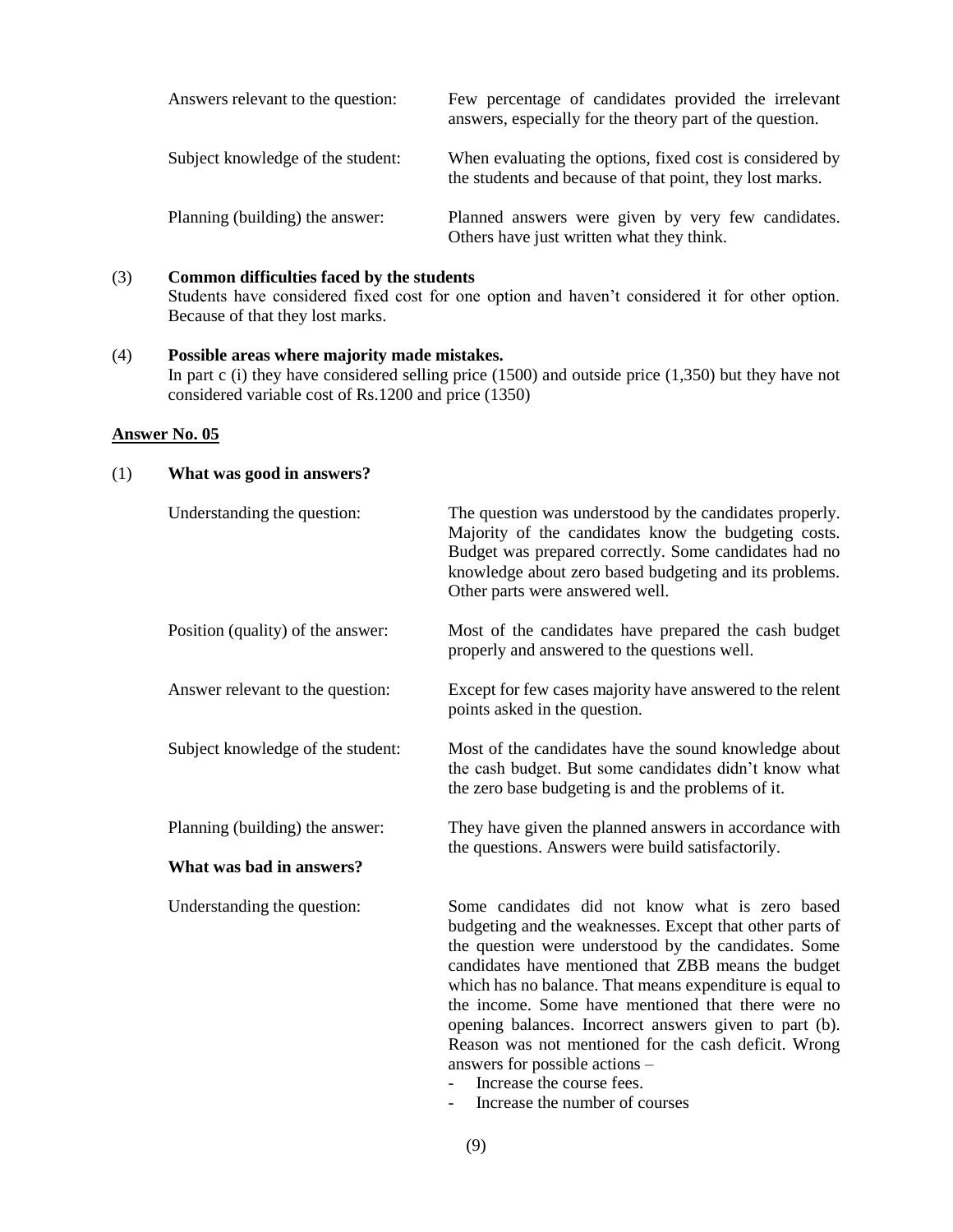| | |
|---|---|
| Answers relevant to the question: | Few percentage of candidates provided the irrelevant answers, especially for the theory part of the question. |
| Subject knowledge of the student: | When evaluating the options, fixed cost is considered by the students and because of that point, they lost marks. |
| Planning (building) the answer: | Planned answers were given by very few candidates. Others have just written what they think. |

(3) **Common difficulties faced by the students**
Students have considered fixed cost for one option and haven't considered it for other option. Because of that they lost marks.

(4) **Possible areas where majority made mistakes.**
In part c (i) they have considered selling price (1500) and outside price (1,350) but they have not considered variable cost of Rs.1200 and price (1350)

**Answer No. 05**

(1) **What was good in answers?**

| | |
|---|---|
| Understanding the question: | The question was understood by the candidates properly. Majority of the candidates know the budgeting costs. Budget was prepared correctly. Some candidates had no knowledge about zero based budgeting and its problems. Other parts were answered well. |
| Position (quality) of the answer: | Most of the candidates have prepared the cash budget properly and answered to the questions well. |
| Answer relevant to the question: | Except for few cases majority have answered to the relent points asked in the question. |
| Subject knowledge of the student: | Most of the candidates have the sound knowledge about the cash budget. But some candidates didn't know what the zero base budgeting is and the problems of it. |
| Planning (building) the answer: | They have given the planned answers in accordance with the questions. Answers were build satisfactorily. |

**What was bad in answers?**

Understanding the question: Some candidates did not know what is zero based budgeting and the weaknesses. Except that other parts of the question were understood by the candidates. Some candidates have mentioned that ZBB means the budget which has no balance. That means expenditure is equal to the income. Some have mentioned that there were no opening balances. Incorrect answers given to part (b). Reason was not mentioned for the cash deficit. Wrong answers for possible actions –

- Increase the course fees.
- Increase the number of courses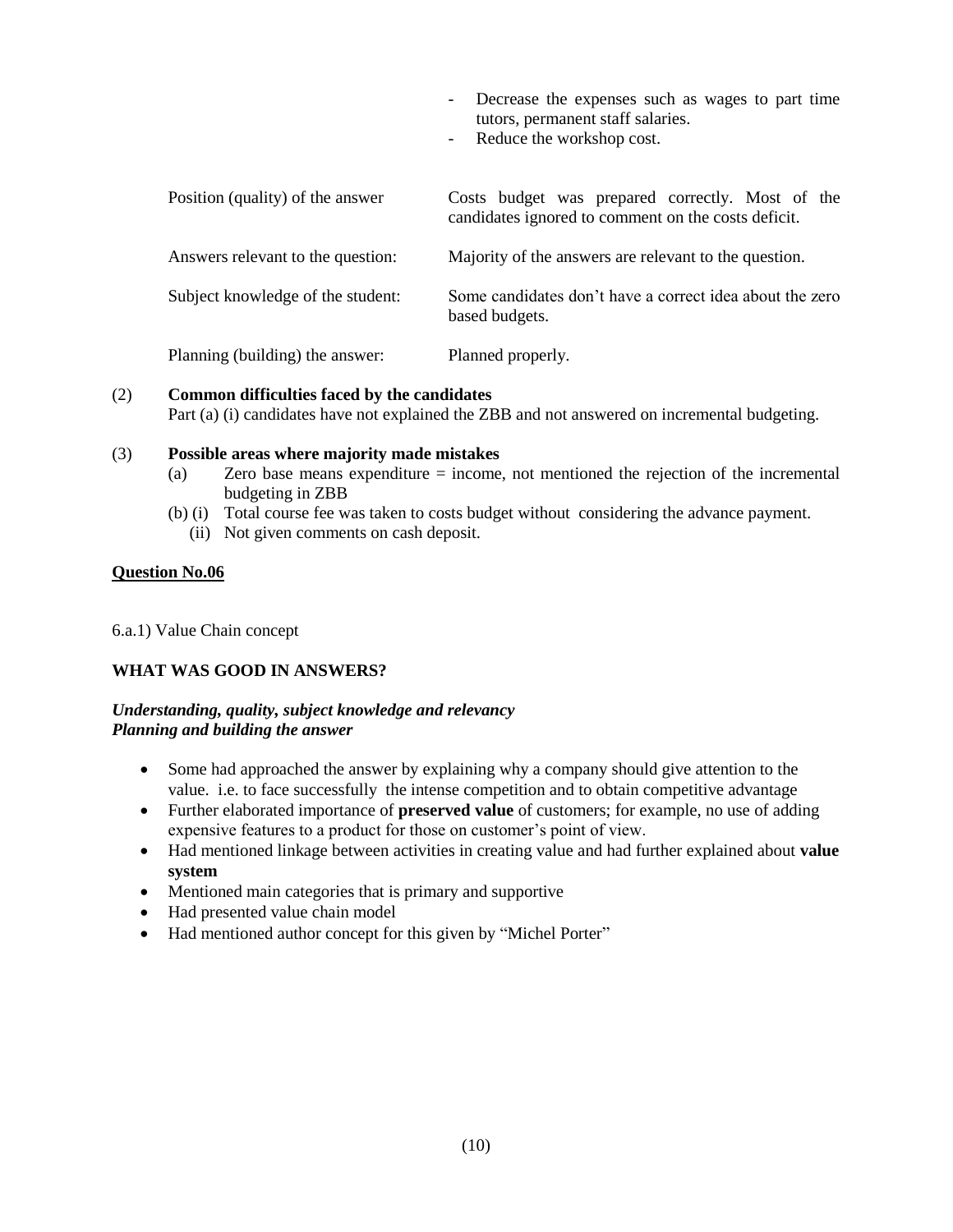- Decrease the expenses such as wages to part time tutors, permanent staff salaries.
- Reduce the workshop cost.

| | |
|---|---|
| Position (quality) of the answer | Costs budget was prepared correctly. Most of the candidates ignored to comment on the costs deficit. |
| Answers relevant to the question: | Majority of the answers are relevant to the question. |
| Subject knowledge of the student: | Some candidates don't have a correct idea about the zero based budgets. |
| Planning (building) the answer: | Planned properly. |

(2) **Common difficulties faced by the candidates**
Part (a) (i) candidates have not explained the ZBB and not answered on incremental budgeting.

(3) **Possible areas where majority made mistakes**

- (a) Zero base means expenditure = income, not mentioned the rejection of the incremental budgeting in ZBB
- (b) (i) Total course fee was taken to costs budget without considering the advance payment.
  - (ii) Not given comments on cash deposit.

**Question No.06**

6.a.1) Value Chain concept

**WHAT WAS GOOD IN ANSWERS?**

***Understanding, quality, subject knowledge and relevancy***
***Planning and building the answer***

- Some had approached the answer by explaining why a company should give attention to the value. i.e. to face successfully the intense competition and to obtain competitive advantage
- Further elaborated importance of **preserved value** of customers; for example, no use of adding expensive features to a product for those on customer's point of view.
- Had mentioned linkage between activities in creating value and had further explained about **value system**
- Mentioned main categories that is primary and supportive
- Had presented value chain model
- Had mentioned author concept for this given by "Michel Porter"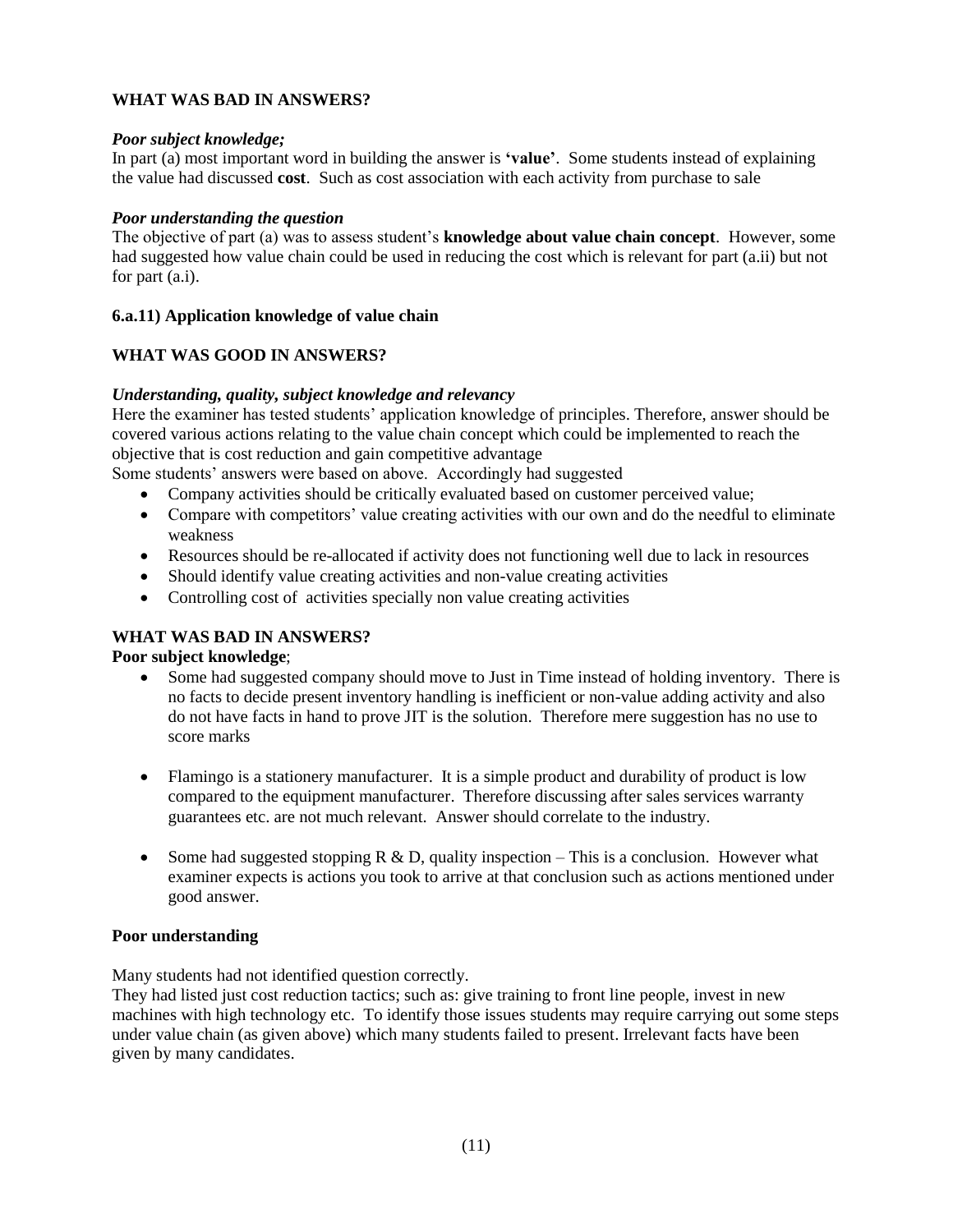**WHAT WAS BAD IN ANSWERS?**

***Poor subject knowledge;***

In part (a) most important word in building the answer is **'value'**. Some students instead of explaining the value had discussed **cost**. Such as cost association with each activity from purchase to sale

***Poor understanding the question***

The objective of part (a) was to assess student's **knowledge about value chain concept**. However, some had suggested how value chain could be used in reducing the cost which is relevant for part (a.ii) but not for part (a.i).

**6.a.11) Application knowledge of value chain**

**WHAT WAS GOOD IN ANSWERS?**

***Understanding, quality, subject knowledge and relevancy***

Here the examiner has tested students' application knowledge of principles. Therefore, answer should be covered various actions relating to the value chain concept which could be implemented to reach the objective that is cost reduction and gain competitive advantage

Some students' answers were based on above. Accordingly had suggested

- Company activities should be critically evaluated based on customer perceived value;
- Compare with competitors' value creating activities with our own and do the needful to eliminate weakness
- Resources should be re-allocated if activity does not functioning well due to lack in resources
- Should identify value creating activities and non-value creating activities
- Controlling cost of activities specially non value creating activities

**WHAT WAS BAD IN ANSWERS?**

**Poor subject knowledge**;

- Some had suggested company should move to Just in Time instead of holding inventory. There is no facts to decide present inventory handling is inefficient or non-value adding activity and also do not have facts in hand to prove JIT is the solution. Therefore mere suggestion has no use to score marks

- Flamingo is a stationery manufacturer. It is a simple product and durability of product is low compared to the equipment manufacturer. Therefore discussing after sales services warranty guarantees etc. are not much relevant. Answer should correlate to the industry.

- Some had suggested stopping R & D, quality inspection – This is a conclusion. However what examiner expects is actions you took to arrive at that conclusion such as actions mentioned under good answer.

**Poor understanding**

Many students had not identified question correctly.

They had listed just cost reduction tactics; such as: give training to front line people, invest in new machines with high technology etc. To identify those issues students may require carrying out some steps under value chain (as given above) which many students failed to present. Irrelevant facts have been given by many candidates.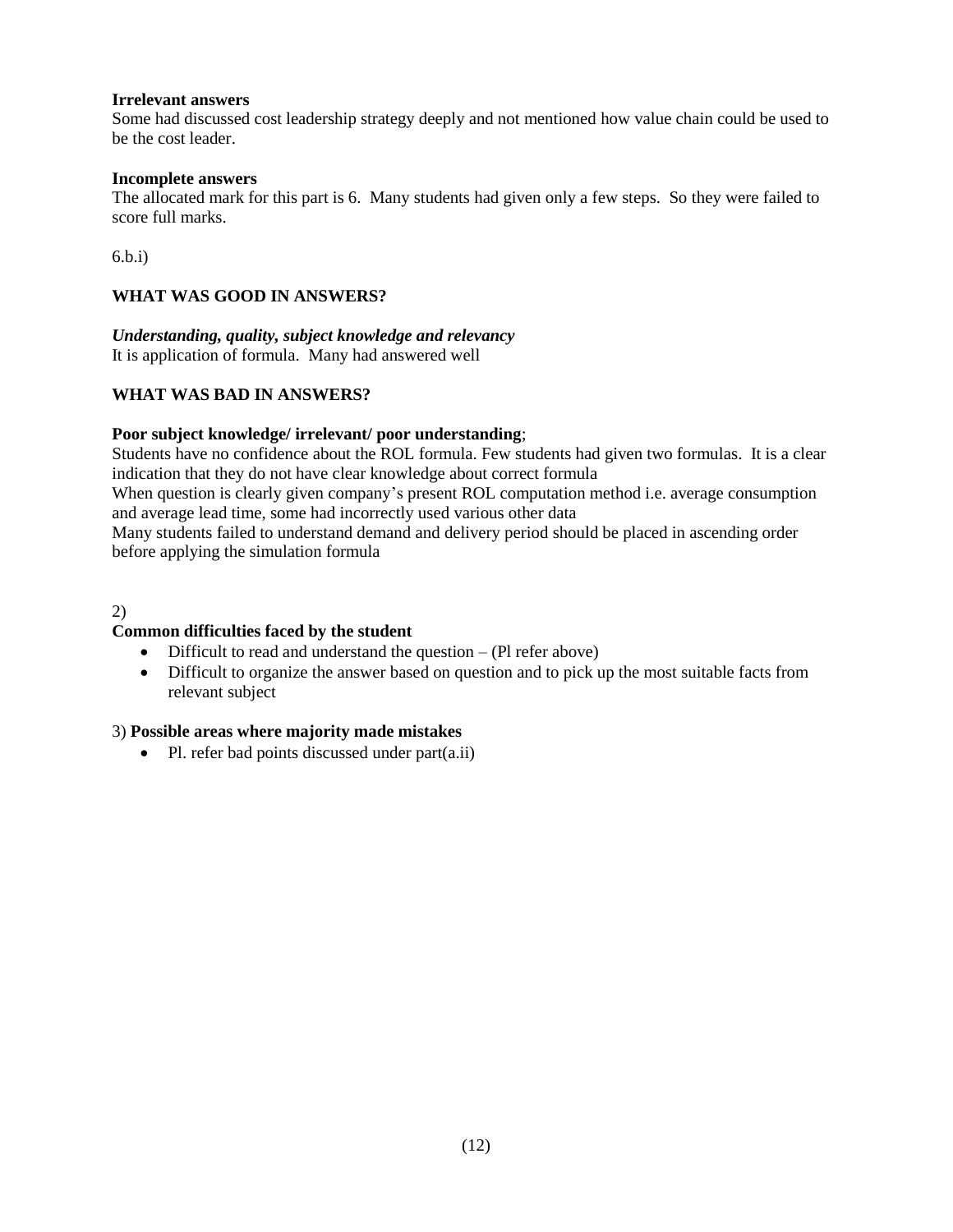**Irrelevant answers**

Some had discussed cost leadership strategy deeply and not mentioned how value chain could be used to be the cost leader.

**Incomplete answers**

The allocated mark for this part is 6. Many students had given only a few steps. So they were failed to score full marks.

6.b.i)

**WHAT WAS GOOD IN ANSWERS?**

***Understanding, quality, subject knowledge and relevancy***

It is application of formula. Many had answered well

**WHAT WAS BAD IN ANSWERS?**

**Poor subject knowledge/ irrelevant/ poor understanding**;

Students have no confidence about the ROL formula. Few students had given two formulas. It is a clear indication that they do not have clear knowledge about correct formula

When question is clearly given company's present ROL computation method i.e. average consumption and average lead time, some had incorrectly used various other data

Many students failed to understand demand and delivery period should be placed in ascending order before applying the simulation formula

2)

**Common difficulties faced by the student**

- Difficult to read and understand the question – (Pl refer above)
- Difficult to organize the answer based on question and to pick up the most suitable facts from relevant subject

3) **Possible areas where majority made mistakes**

- Pl. refer bad points discussed under part(a.ii)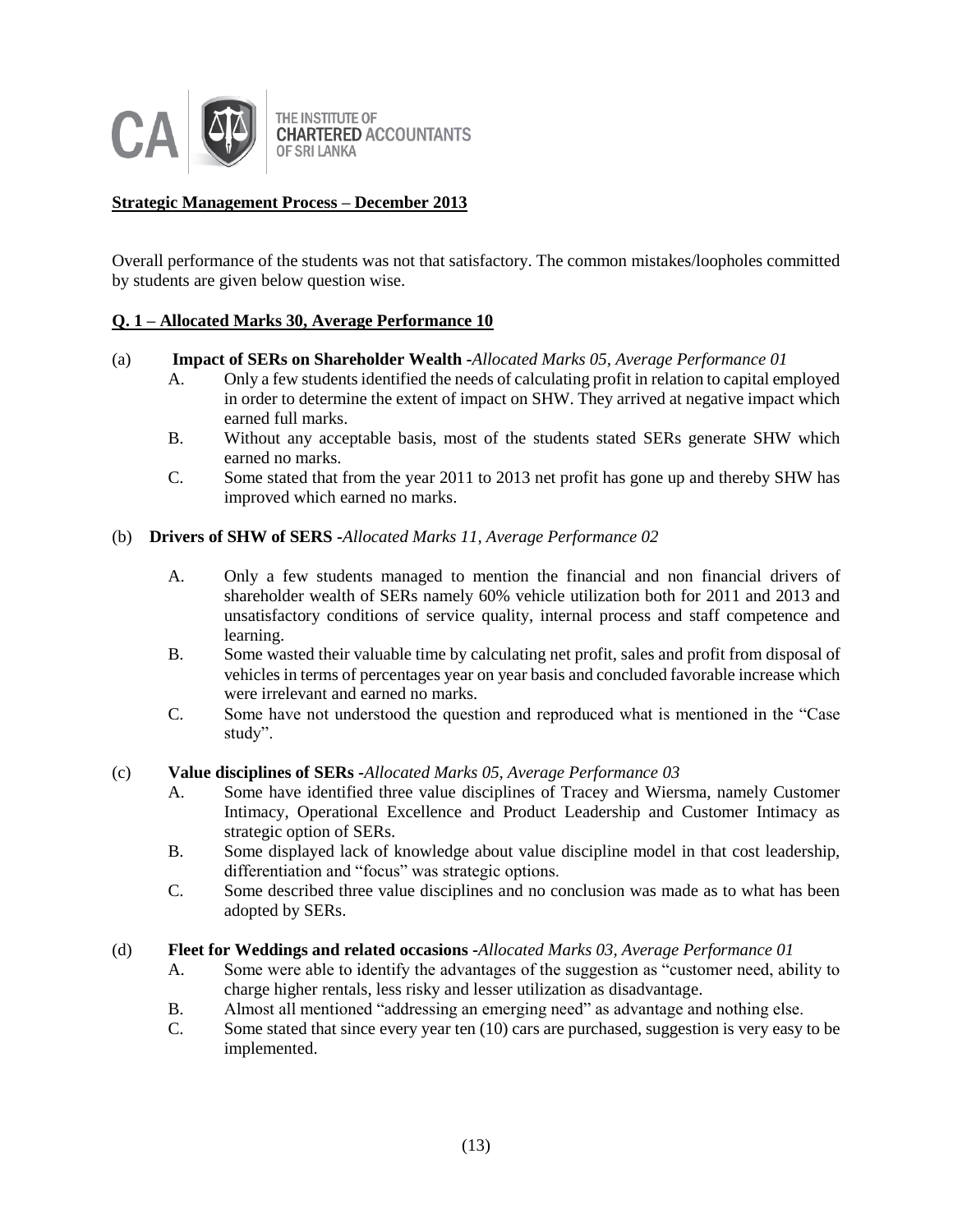THE INSTITUTE OF CHARTERED ACCOUNTANTS OF SRI LANKA

**Strategic Management Process – December 2013**

Overall performance of the students was not that satisfactory. The common mistakes/loopholes committed by students are given below question wise.

**Q. 1 – Allocated Marks 30, Average Performance 10**

(a) **Impact of SERs on Shareholder Wealth** -*Allocated Marks 05, Average Performance 01*

A. Only a few students identified the needs of calculating profit in relation to capital employed in order to determine the extent of impact on SHW. They arrived at negative impact which earned full marks.

B. Without any acceptable basis, most of the students stated SERs generate SHW which earned no marks.

C. Some stated that from the year 2011 to 2013 net profit has gone up and thereby SHW has improved which earned no marks.

(b) **Drivers of SHW of SERS** -*Allocated Marks 11, Average Performance 02*

A. Only a few students managed to mention the financial and non financial drivers of shareholder wealth of SERs namely 60% vehicle utilization both for 2011 and 2013 and unsatisfactory conditions of service quality, internal process and staff competence and learning.

B. Some wasted their valuable time by calculating net profit, sales and profit from disposal of vehicles in terms of percentages year on year basis and concluded favorable increase which were irrelevant and earned no marks.

C. Some have not understood the question and reproduced what is mentioned in the "Case study".

(c) **Value disciplines of SERs** -*Allocated Marks 05, Average Performance 03*

A. Some have identified three value disciplines of Tracey and Wiersma, namely Customer Intimacy, Operational Excellence and Product Leadership and Customer Intimacy as strategic option of SERs.

B. Some displayed lack of knowledge about value discipline model in that cost leadership, differentiation and "focus" was strategic options.

C. Some described three value disciplines and no conclusion was made as to what has been adopted by SERs.

(d) **Fleet for Weddings and related occasions** -*Allocated Marks 03, Average Performance 01*

A. Some were able to identify the advantages of the suggestion as "customer need, ability to charge higher rentals, less risky and lesser utilization as disadvantage.

B. Almost all mentioned "addressing an emerging need" as advantage and nothing else.

C. Some stated that since every year ten (10) cars are purchased, suggestion is very easy to be implemented.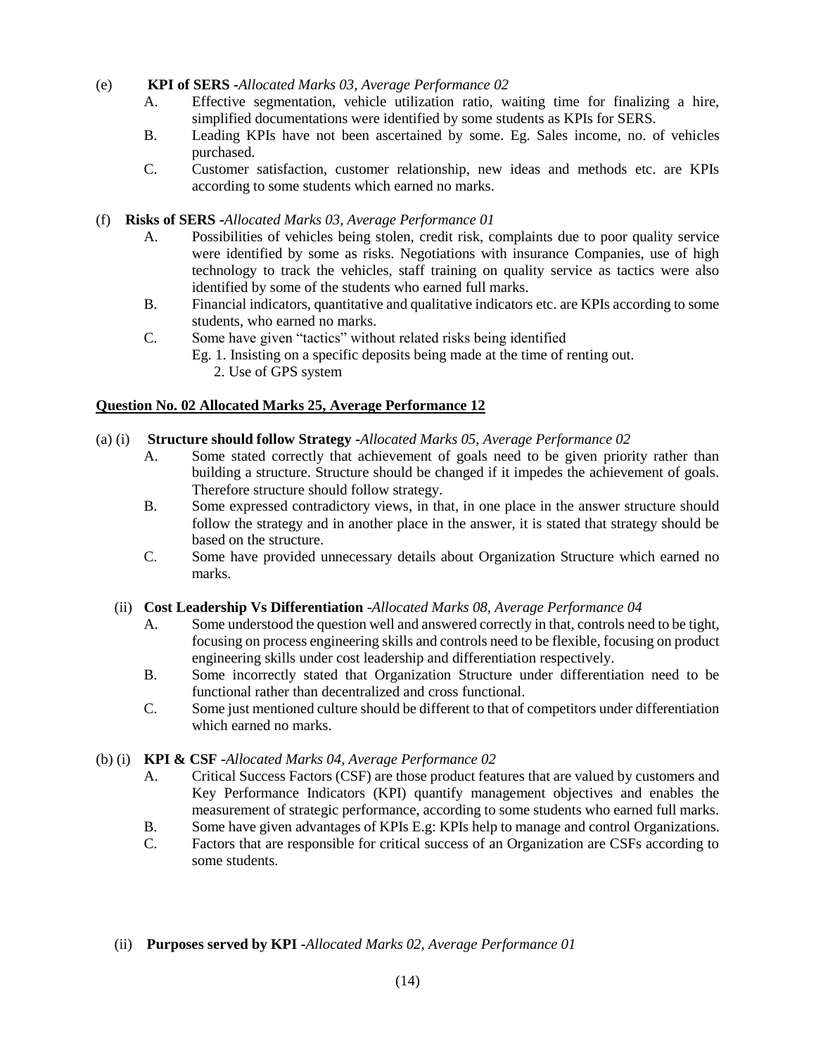(e) **KPI of SERS** -*Allocated Marks 03, Average Performance 02*

A. Effective segmentation, vehicle utilization ratio, waiting time for finalizing a hire, simplified documentations were identified by some students as KPIs for SERS.

B. Leading KPIs have not been ascertained by some. Eg. Sales income, no. of vehicles purchased.

C. Customer satisfaction, customer relationship, new ideas and methods etc. are KPIs according to some students which earned no marks.

(f) **Risks of SERS** -*Allocated Marks 03, Average Performance 01*

A. Possibilities of vehicles being stolen, credit risk, complaints due to poor quality service were identified by some as risks. Negotiations with insurance Companies, use of high technology to track the vehicles, staff training on quality service as tactics were also identified by some of the students who earned full marks.

B. Financial indicators, quantitative and qualitative indicators etc. are KPIs according to some students, who earned no marks.

C. Some have given "tactics" without related risks being identified
Eg. 1. Insisting on a specific deposits being made at the time of renting out.
2. Use of GPS system

**<u>Question No. 02 Allocated Marks 25, Average Performance 12</u>**

(a) (i) **Structure should follow Strategy** -*Allocated Marks 05, Average Performance 02*

A. Some stated correctly that achievement of goals need to be given priority rather than building a structure. Structure should be changed if it impedes the achievement of goals. Therefore structure should follow strategy.

B. Some expressed contradictory views, in that, in one place in the answer structure should follow the strategy and in another place in the answer, it is stated that strategy should be based on the structure.

C. Some have provided unnecessary details about Organization Structure which earned no marks.

(ii) **Cost Leadership Vs Differentiation** -*Allocated Marks 08, Average Performance 04*

A. Some understood the question well and answered correctly in that, controls need to be tight, focusing on process engineering skills and controls need to be flexible, focusing on product engineering skills under cost leadership and differentiation respectively.

B. Some incorrectly stated that Organization Structure under differentiation need to be functional rather than decentralized and cross functional.

C. Some just mentioned culture should be different to that of competitors under differentiation which earned no marks.

(b) (i) **KPI & CSF** -*Allocated Marks 04, Average Performance 02*

A. Critical Success Factors (CSF) are those product features that are valued by customers and Key Performance Indicators (KPI) quantify management objectives and enables the measurement of strategic performance, according to some students who earned full marks.

B. Some have given advantages of KPIs E.g: KPIs help to manage and control Organizations.

C. Factors that are responsible for critical success of an Organization are CSFs according to some students.

(ii) **Purposes served by KPI** -*Allocated Marks 02, Average Performance 01*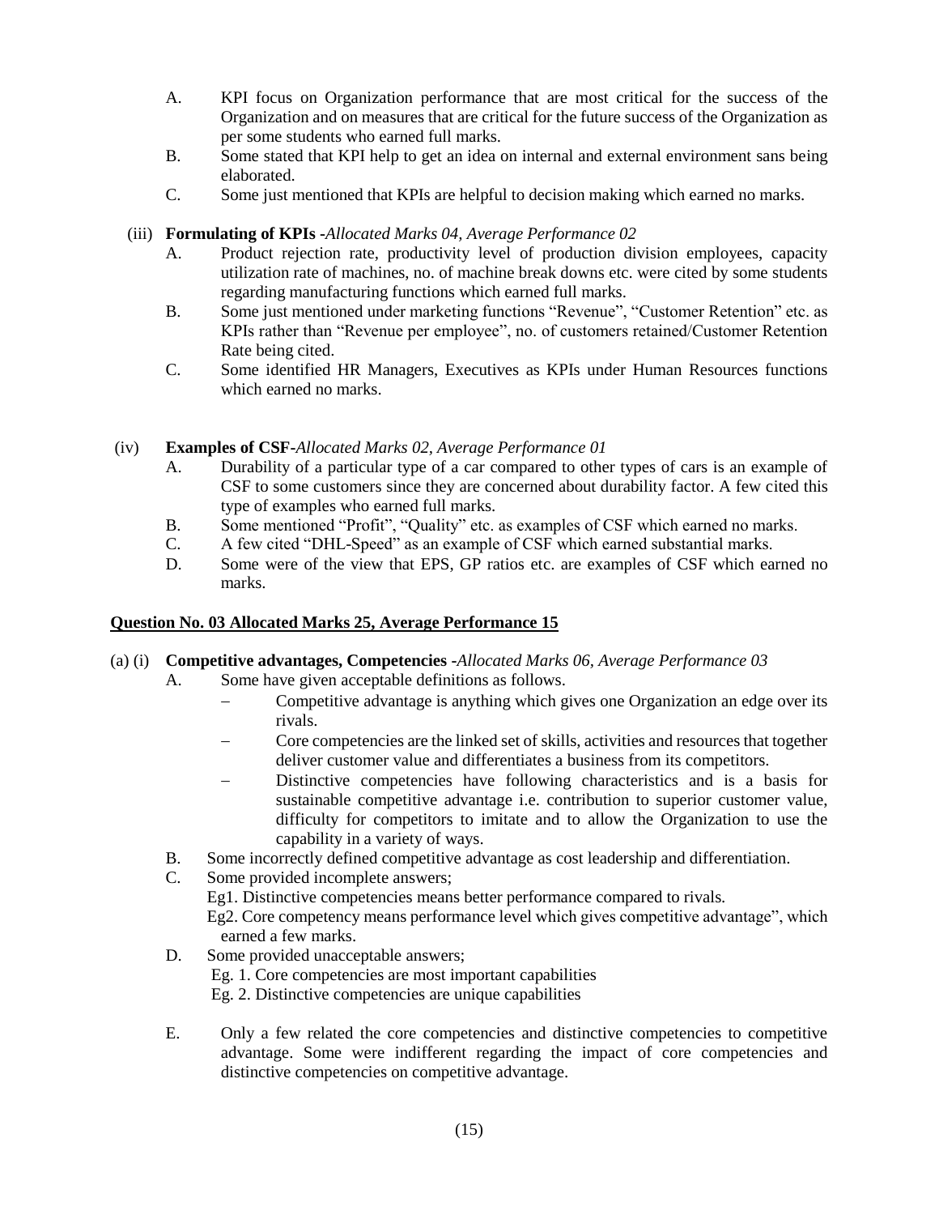A. KPI focus on Organization performance that are most critical for the success of the Organization and on measures that are critical for the future success of the Organization as per some students who earned full marks.

B. Some stated that KPI help to get an idea on internal and external environment sans being elaborated.

C. Some just mentioned that KPIs are helpful to decision making which earned no marks.

(iii) **Formulating of KPIs** -*Allocated Marks 04, Average Performance 02*

A. Product rejection rate, productivity level of production division employees, capacity utilization rate of machines, no. of machine break downs etc. were cited by some students regarding manufacturing functions which earned full marks.

B. Some just mentioned under marketing functions "Revenue", "Customer Retention" etc. as KPIs rather than "Revenue per employee", no. of customers retained/Customer Retention Rate being cited.

C. Some identified HR Managers, Executives as KPIs under Human Resources functions which earned no marks.

(iv) **Examples of CSF**-*Allocated Marks 02, Average Performance 01*

A. Durability of a particular type of a car compared to other types of cars is an example of CSF to some customers since they are concerned about durability factor. A few cited this type of examples who earned full marks.

B. Some mentioned "Profit", "Quality" etc. as examples of CSF which earned no marks.

C. A few cited "DHL-Speed" as an example of CSF which earned substantial marks.

D. Some were of the view that EPS, GP ratios etc. are examples of CSF which earned no marks.

## Question No. 03 Allocated Marks 25, Average Performance 15

(a) (i) **Competitive advantages, Competencies** -*Allocated Marks 06, Average Performance 03*

A. Some have given acceptable definitions as follows.

- Competitive advantage is anything which gives one Organization an edge over its rivals.
- Core competencies are the linked set of skills, activities and resources that together deliver customer value and differentiates a business from its competitors.
- Distinctive competencies have following characteristics and is a basis for sustainable competitive advantage i.e. contribution to superior customer value, difficulty for competitors to imitate and to allow the Organization to use the capability in a variety of ways.

B. Some incorrectly defined competitive advantage as cost leadership and differentiation.

C. Some provided incomplete answers;

Eg1. Distinctive competencies means better performance compared to rivals.

Eg2. Core competency means performance level which gives competitive advantage", which earned a few marks.

D. Some provided unacceptable answers;

Eg. 1. Core competencies are most important capabilities

Eg. 2. Distinctive competencies are unique capabilities

E. Only a few related the core competencies and distinctive competencies to competitive advantage. Some were indifferent regarding the impact of core competencies and distinctive competencies on competitive advantage.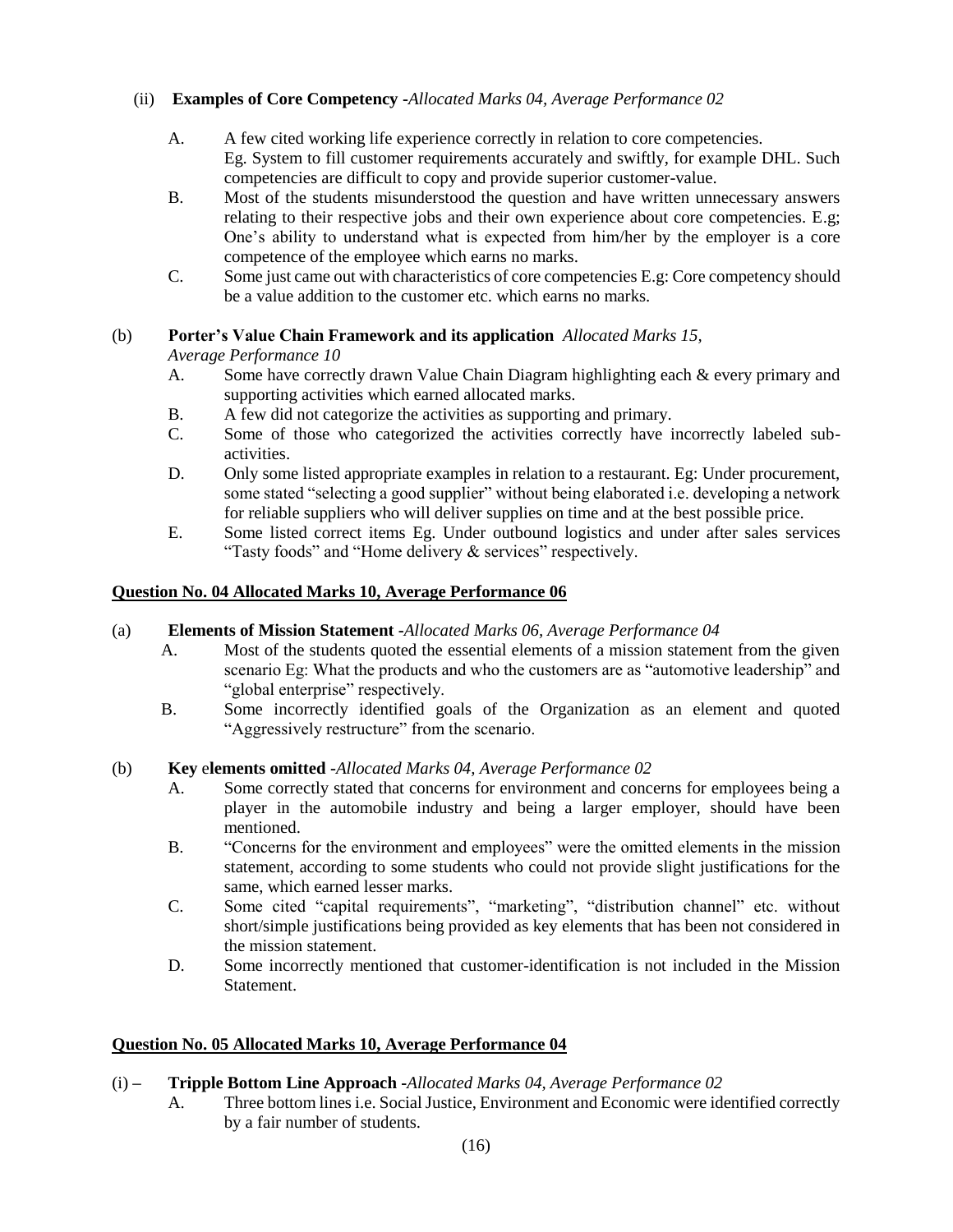(ii) **Examples of Core Competency** -*Allocated Marks 04, Average Performance 02*

A. A few cited working life experience correctly in relation to core competencies. Eg. System to fill customer requirements accurately and swiftly, for example DHL. Such competencies are difficult to copy and provide superior customer-value.

B. Most of the students misunderstood the question and have written unnecessary answers relating to their respective jobs and their own experience about core competencies. E.g; One's ability to understand what is expected from him/her by the employer is a core competence of the employee which earns no marks.

C. Some just came out with characteristics of core competencies E.g: Core competency should be a value addition to the customer etc. which earns no marks.

(b) **Porter's Value Chain Framework and its application** *Allocated Marks 15, Average Performance 10*

A. Some have correctly drawn Value Chain Diagram highlighting each & every primary and supporting activities which earned allocated marks.

B. A few did not categorize the activities as supporting and primary.

C. Some of those who categorized the activities correctly have incorrectly labeled sub-activities.

D. Only some listed appropriate examples in relation to a restaurant. Eg: Under procurement, some stated "selecting a good supplier" without being elaborated i.e. developing a network for reliable suppliers who will deliver supplies on time and at the best possible price.

E. Some listed correct items Eg. Under outbound logistics and under after sales services "Tasty foods" and "Home delivery & services" respectively.

**<u>Question No. 04 Allocated Marks 10, Average Performance 06</u>**

(a) **Elements of Mission Statement** -*Allocated Marks 06, Average Performance 04*

A. Most of the students quoted the essential elements of a mission statement from the given scenario Eg: What the products and who the customers are as "automotive leadership" and "global enterprise" respectively.

B. Some incorrectly identified goals of the Organization as an element and quoted "Aggressively restructure" from the scenario.

(b) **Key elements omitted** -*Allocated Marks 04, Average Performance 02*

A. Some correctly stated that concerns for environment and concerns for employees being a player in the automobile industry and being a larger employer, should have been mentioned.

B. "Concerns for the environment and employees" were the omitted elements in the mission statement, according to some students who could not provide slight justifications for the same, which earned lesser marks.

C. Some cited "capital requirements", "marketing", "distribution channel" etc. without short/simple justifications being provided as key elements that has been not considered in the mission statement.

D. Some incorrectly mentioned that customer-identification is not included in the Mission Statement.

**<u>Question No. 05 Allocated Marks 10, Average Performance 04</u>**

(i) – **Tripple Bottom Line Approach** -*Allocated Marks 04, Average Performance 02*

A. Three bottom lines i.e. Social Justice, Environment and Economic were identified correctly by a fair number of students.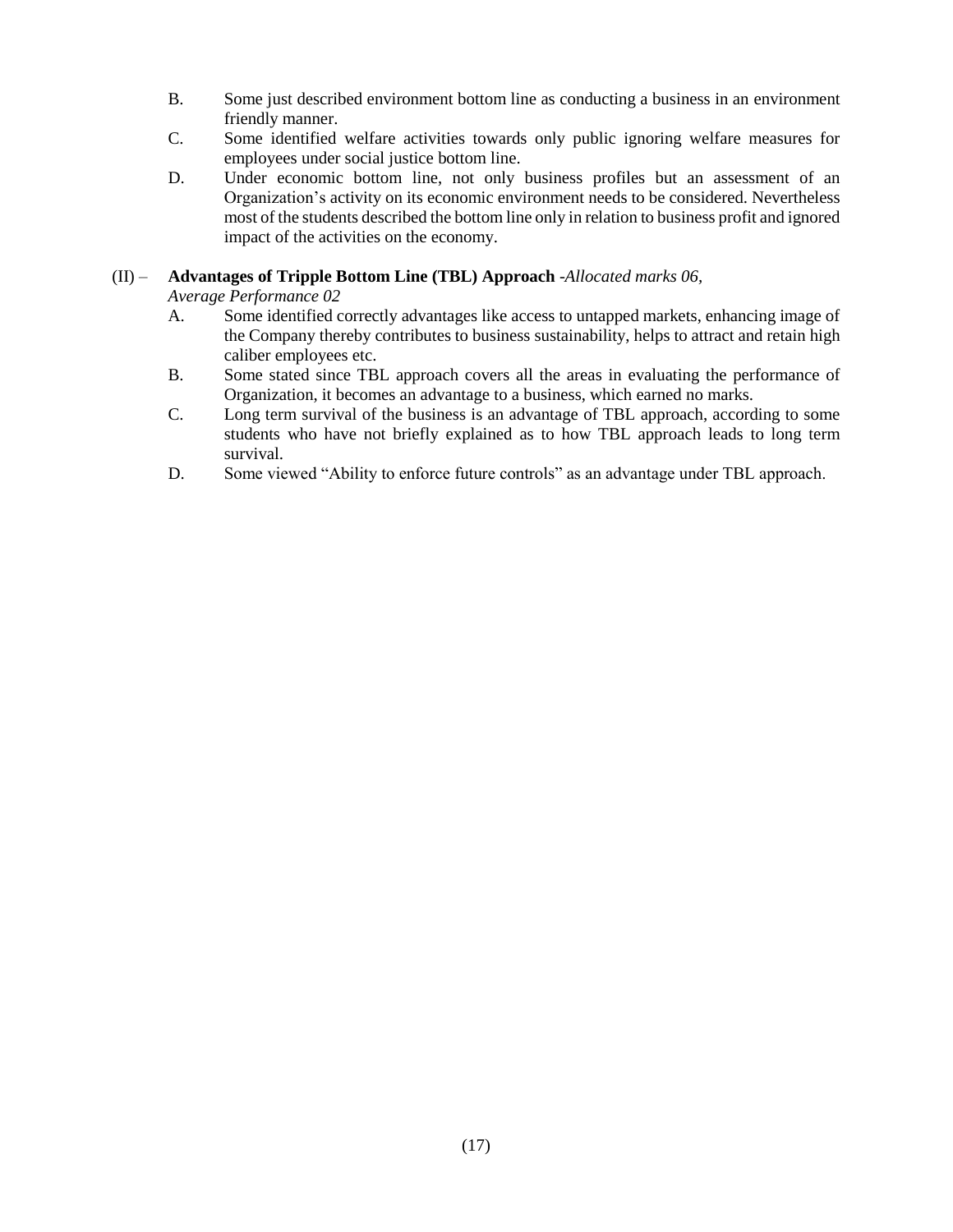B. Some just described environment bottom line as conducting a business in an environment friendly manner.

C. Some identified welfare activities towards only public ignoring welfare measures for employees under social justice bottom line.

D. Under economic bottom line, not only business profiles but an assessment of an Organization's activity on its economic environment needs to be considered. Nevertheless most of the students described the bottom line only in relation to business profit and ignored impact of the activities on the economy.

(II) – **Advantages of Tripple Bottom Line (TBL) Approach** -*Allocated marks 06, Average Performance 02*

A. Some identified correctly advantages like access to untapped markets, enhancing image of the Company thereby contributes to business sustainability, helps to attract and retain high caliber employees etc.

B. Some stated since TBL approach covers all the areas in evaluating the performance of Organization, it becomes an advantage to a business, which earned no marks.

C. Long term survival of the business is an advantage of TBL approach, according to some students who have not briefly explained as to how TBL approach leads to long term survival.

D. Some viewed "Ability to enforce future controls" as an advantage under TBL approach.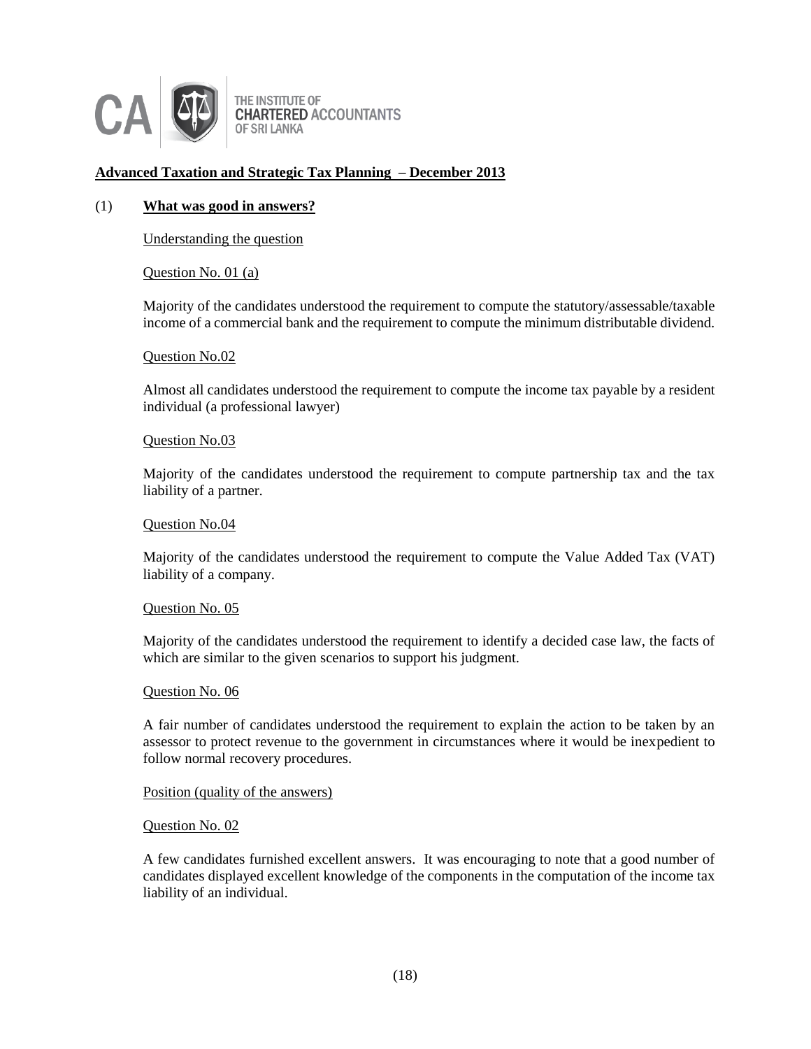THE INSTITUTE OF
**CHARTERED** ACCOUNTANTS
OF SRI LANKA

## Advanced Taxation and Strategic Tax Planning – December 2013

(1) **What was good in answers?**

Understanding the question

Question No. 01 (a)

Majority of the candidates understood the requirement to compute the statutory/assessable/taxable income of a commercial bank and the requirement to compute the minimum distributable dividend.

Question No.02

Almost all candidates understood the requirement to compute the income tax payable by a resident individual (a professional lawyer)

Question No.03

Majority of the candidates understood the requirement to compute partnership tax and the tax liability of a partner.

Question No.04

Majority of the candidates understood the requirement to compute the Value Added Tax (VAT) liability of a company.

Question No. 05

Majority of the candidates understood the requirement to identify a decided case law, the facts of which are similar to the given scenarios to support his judgment.

Question No. 06

A fair number of candidates understood the requirement to explain the action to be taken by an assessor to protect revenue to the government in circumstances where it would be inexpedient to follow normal recovery procedures.

Position (quality of the answers)

Question No. 02

A few candidates furnished excellent answers. It was encouraging to note that a good number of candidates displayed excellent knowledge of the components in the computation of the income tax liability of an individual.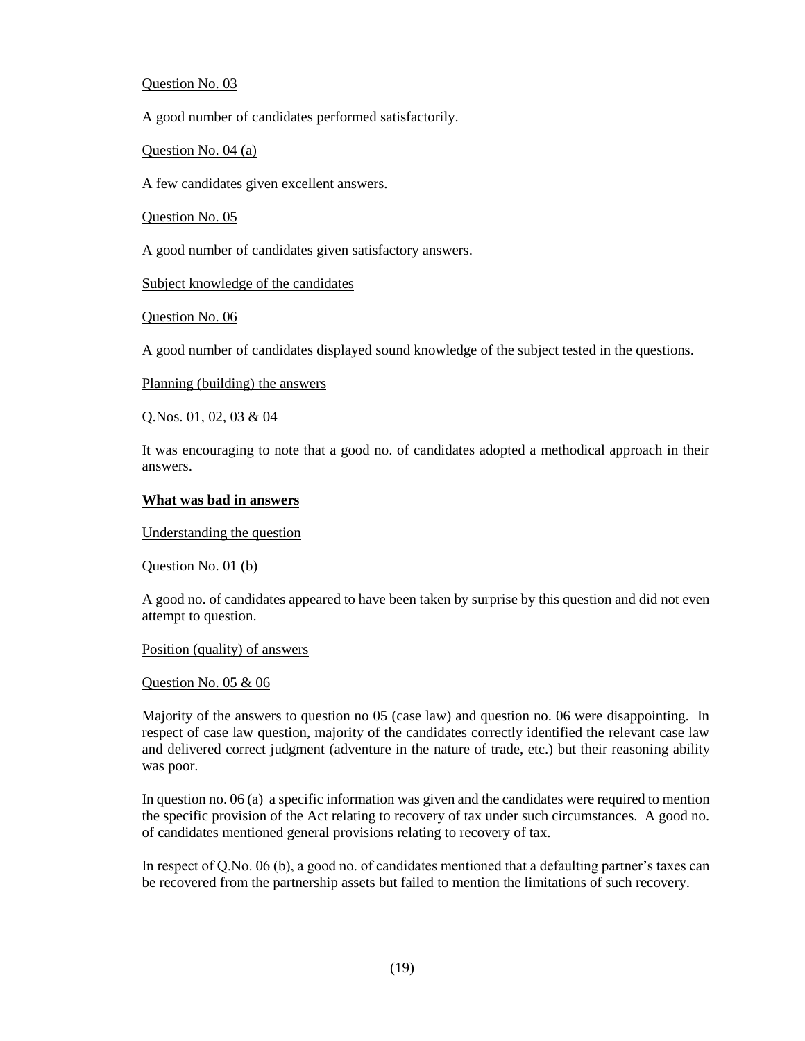Question No. 03

A good number of candidates performed satisfactorily.

Question No. 04 (a)

A few candidates given excellent answers.

Question No. 05

A good number of candidates given satisfactory answers.

Subject knowledge of the candidates

Question No. 06

A good number of candidates displayed sound knowledge of the subject tested in the questions.

Planning (building) the answers

Q.Nos. 01, 02, 03 & 04

It was encouraging to note that a good no. of candidates adopted a methodical approach in their answers.

**What was bad in answers**

Understanding the question

Question No. 01 (b)

A good no. of candidates appeared to have been taken by surprise by this question and did not even attempt to question.

Position (quality) of answers

Question No. 05 & 06

Majority of the answers to question no 05 (case law) and question no. 06 were disappointing. In respect of case law question, majority of the candidates correctly identified the relevant case law and delivered correct judgment (adventure in the nature of trade, etc.) but their reasoning ability was poor.

In question no. 06 (a) a specific information was given and the candidates were required to mention the specific provision of the Act relating to recovery of tax under such circumstances. A good no. of candidates mentioned general provisions relating to recovery of tax.

In respect of Q.No. 06 (b), a good no. of candidates mentioned that a defaulting partner's taxes can be recovered from the partnership assets but failed to mention the limitations of such recovery.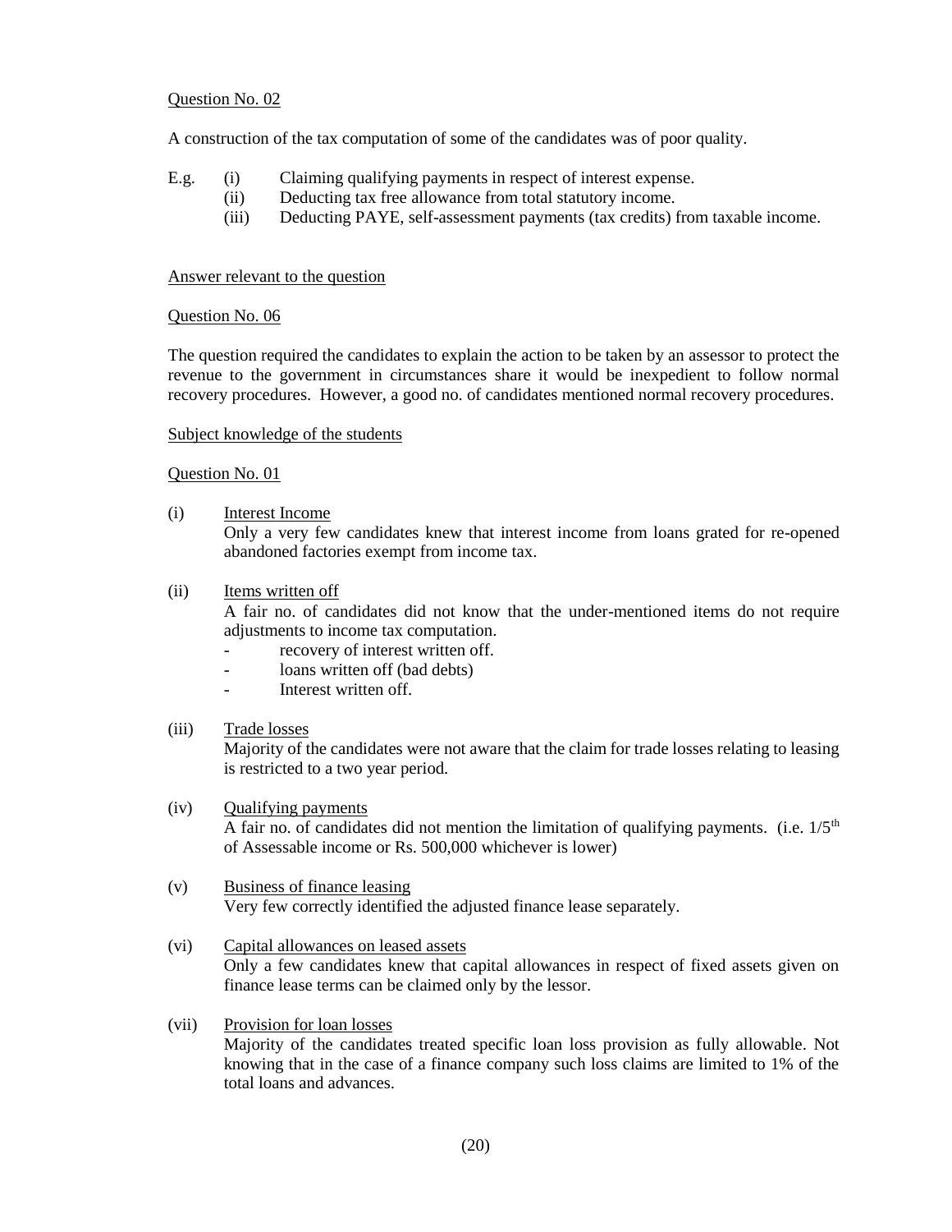Question No. 02

A construction of the tax computation of some of the candidates was of poor quality.

E.g.
- (i) Claiming qualifying payments in respect of interest expense.
- (ii) Deducting tax free allowance from total statutory income.
- (iii) Deducting PAYE, self-assessment payments (tax credits) from taxable income.

Answer relevant to the question

Question No. 06

The question required the candidates to explain the action to be taken by an assessor to protect the revenue to the government in circumstances share it would be inexpedient to follow normal recovery procedures. However, a good no. of candidates mentioned normal recovery procedures.

Subject knowledge of the students

Question No. 01

(i) Interest Income
Only a very few candidates knew that interest income from loans grated for re-opened abandoned factories exempt from income tax.

(ii) Items written off
A fair no. of candidates did not know that the under-mentioned items do not require adjustments to income tax computation.
- recovery of interest written off.
- loans written off (bad debts)
- Interest written off.

(iii) Trade losses
Majority of the candidates were not aware that the claim for trade losses relating to leasing is restricted to a two year period.

(iv) Qualifying payments
A fair no. of candidates did not mention the limitation of qualifying payments. (i.e. 1/5th of Assessable income or Rs. 500,000 whichever is lower)

(v) Business of finance leasing
Very few correctly identified the adjusted finance lease separately.

(vi) Capital allowances on leased assets
Only a few candidates knew that capital allowances in respect of fixed assets given on finance lease terms can be claimed only by the lessor.

(vii) Provision for loan losses
Majority of the candidates treated specific loan loss provision as fully allowable. Not knowing that in the case of a finance company such loss claims are limited to 1% of the total loans and advances.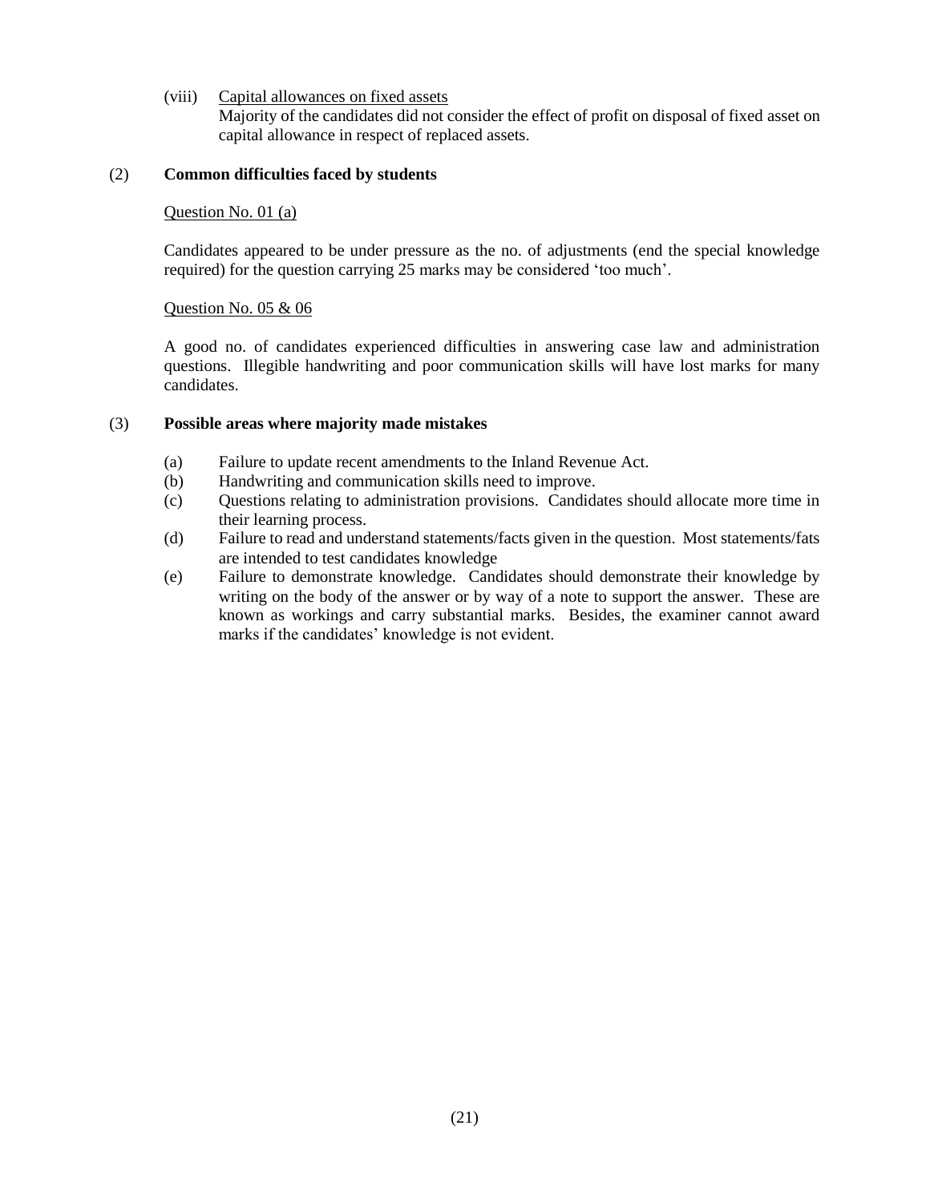(viii) Capital allowances on fixed assets

Majority of the candidates did not consider the effect of profit on disposal of fixed asset on capital allowance in respect of replaced assets.

(2) **Common difficulties faced by students**

Question No. 01 (a)

Candidates appeared to be under pressure as the no. of adjustments (end the special knowledge required) for the question carrying 25 marks may be considered 'too much'.

Question No. 05 & 06

A good no. of candidates experienced difficulties in answering case law and administration questions. Illegible handwriting and poor communication skills will have lost marks for many candidates.

(3) **Possible areas where majority made mistakes**

(a) Failure to update recent amendments to the Inland Revenue Act.

(b) Handwriting and communication skills need to improve.

(c) Questions relating to administration provisions. Candidates should allocate more time in their learning process.

(d) Failure to read and understand statements/facts given in the question. Most statements/fats are intended to test candidates knowledge

(e) Failure to demonstrate knowledge. Candidates should demonstrate their knowledge by writing on the body of the answer or by way of a note to support the answer. These are known as workings and carry substantial marks. Besides, the examiner cannot award marks if the candidates' knowledge is not evident.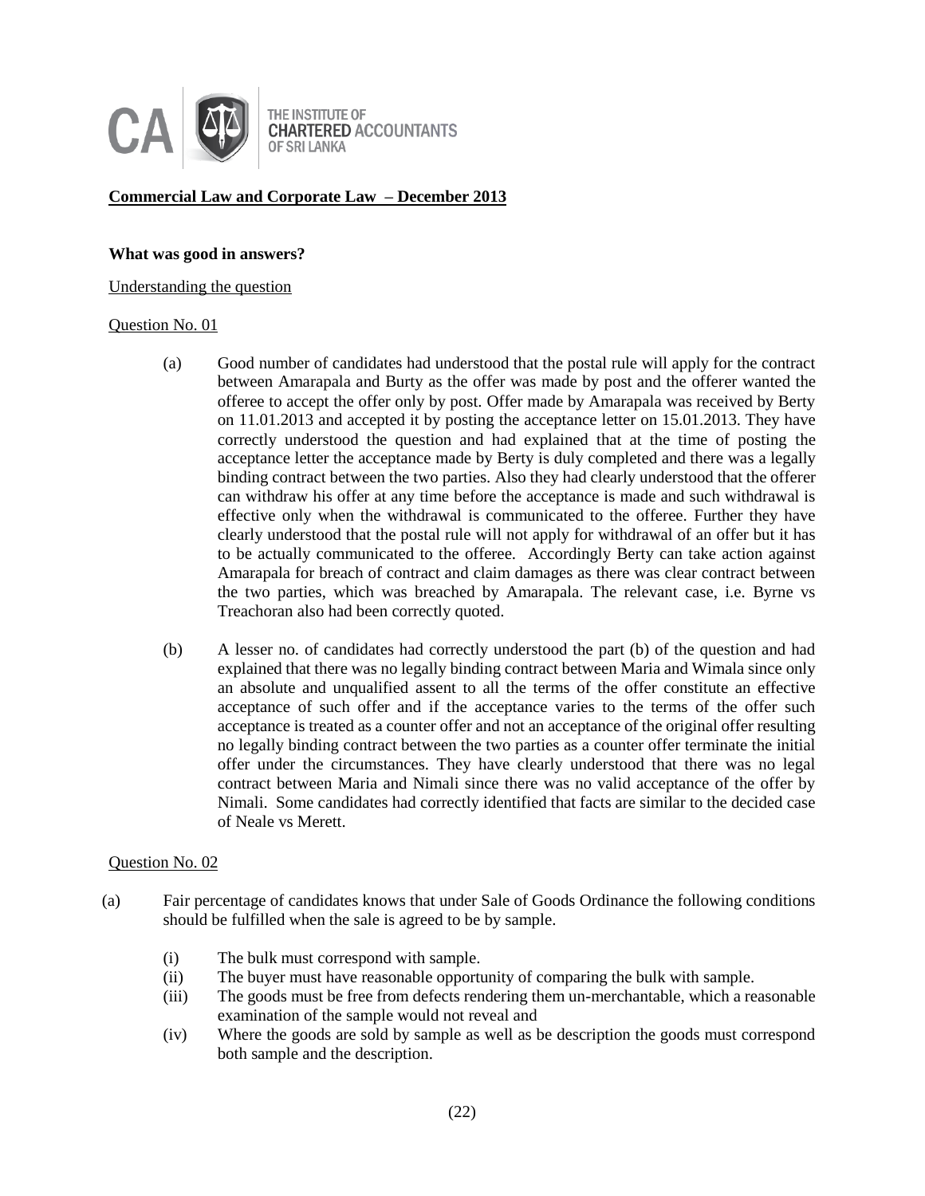THE INSTITUTE OF CHARTERED ACCOUNTANTS OF SRI LANKA

**Commercial Law and Corporate Law – December 2013**

**What was good in answers?**

Understanding the question

Question No. 01

(a) Good number of candidates had understood that the postal rule will apply for the contract between Amarapala and Burty as the offer was made by post and the offerer wanted the offeree to accept the offer only by post. Offer made by Amarapala was received by Berty on 11.01.2013 and accepted it by posting the acceptance letter on 15.01.2013. They have correctly understood the question and had explained that at the time of posting the acceptance letter the acceptance made by Berty is duly completed and there was a legally binding contract between the two parties. Also they had clearly understood that the offerer can withdraw his offer at any time before the acceptance is made and such withdrawal is effective only when the withdrawal is communicated to the offeree. Further they have clearly understood that the postal rule will not apply for withdrawal of an offer but it has to be actually communicated to the offeree. Accordingly Berty can take action against Amarapala for breach of contract and claim damages as there was clear contract between the two parties, which was breached by Amarapala. The relevant case, i.e. Byrne vs Treachoran also had been correctly quoted.

(b) A lesser no. of candidates had correctly understood the part (b) of the question and had explained that there was no legally binding contract between Maria and Wimala since only an absolute and unqualified assent to all the terms of the offer constitute an effective acceptance of such offer and if the acceptance varies to the terms of the offer such acceptance is treated as a counter offer and not an acceptance of the original offer resulting no legally binding contract between the two parties as a counter offer terminate the initial offer under the circumstances. They have clearly understood that there was no legal contract between Maria and Nimali since there was no valid acceptance of the offer by Nimali. Some candidates had correctly identified that facts are similar to the decided case of Neale vs Merett.

Question No. 02

(a) Fair percentage of candidates knows that under Sale of Goods Ordinance the following conditions should be fulfilled when the sale is agreed to be by sample.

(i) The bulk must correspond with sample.
(ii) The buyer must have reasonable opportunity of comparing the bulk with sample.
(iii) The goods must be free from defects rendering them un-merchantable, which a reasonable examination of the sample would not reveal and
(iv) Where the goods are sold by sample as well as be description the goods must correspond both sample and the description.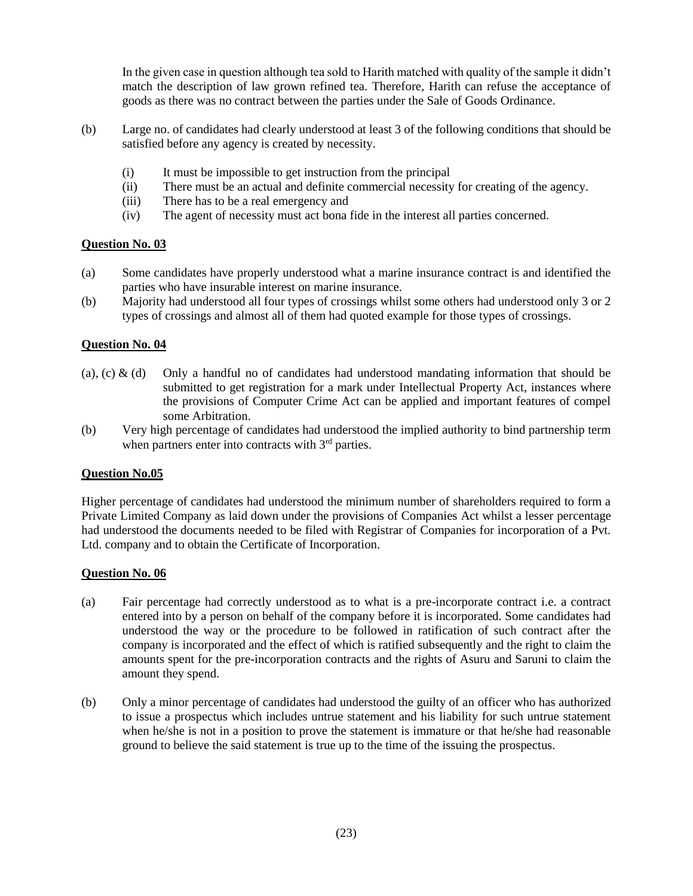In the given case in question although tea sold to Harith matched with quality of the sample it didn't match the description of law grown refined tea. Therefore, Harith can refuse the acceptance of goods as there was no contract between the parties under the Sale of Goods Ordinance.

(b) Large no. of candidates had clearly understood at least 3 of the following conditions that should be satisfied before any agency is created by necessity.

  (i) It must be impossible to get instruction from the principal
  (ii) There must be an actual and definite commercial necessity for creating of the agency.
  (iii) There has to be a real emergency and
  (iv) The agent of necessity must act bona fide in the interest all parties concerned.

**Question No. 03**

(a) Some candidates have properly understood what a marine insurance contract is and identified the parties who have insurable interest on marine insurance.

(b) Majority had understood all four types of crossings whilst some others had understood only 3 or 2 types of crossings and almost all of them had quoted example for those types of crossings.

**Question No. 04**

(a), (c) & (d) Only a handful no of candidates had understood mandating information that should be submitted to get registration for a mark under Intellectual Property Act, instances where the provisions of Computer Crime Act can be applied and important features of compel some Arbitration.

(b) Very high percentage of candidates had understood the implied authority to bind partnership term when partners enter into contracts with 3rd parties.

**Question No.05**

Higher percentage of candidates had understood the minimum number of shareholders required to form a Private Limited Company as laid down under the provisions of Companies Act whilst a lesser percentage had understood the documents needed to be filed with Registrar of Companies for incorporation of a Pvt. Ltd. company and to obtain the Certificate of Incorporation.

**Question No. 06**

(a) Fair percentage had correctly understood as to what is a pre-incorporate contract i.e. a contract entered into by a person on behalf of the company before it is incorporated. Some candidates had understood the way or the procedure to be followed in ratification of such contract after the company is incorporated and the effect of which is ratified subsequently and the right to claim the amounts spent for the pre-incorporation contracts and the rights of Asuru and Saruni to claim the amount they spend.

(b) Only a minor percentage of candidates had understood the guilty of an officer who has authorized to issue a prospectus which includes untrue statement and his liability for such untrue statement when he/she is not in a position to prove the statement is immature or that he/she had reasonable ground to believe the said statement is true up to the time of the issuing the prospectus.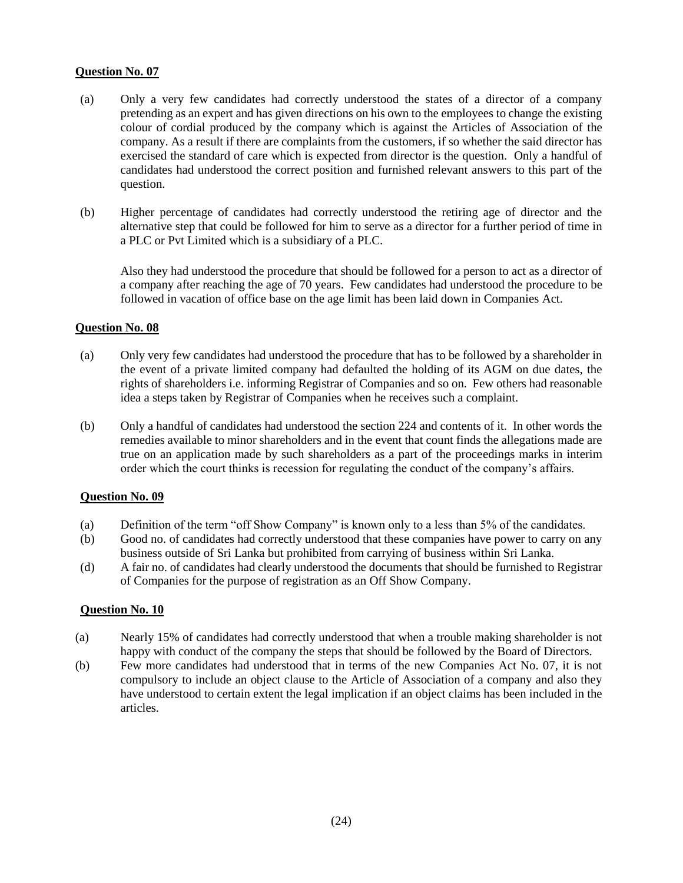**Question No. 07**

(a) Only a very few candidates had correctly understood the states of a director of a company pretending as an expert and has given directions on his own to the employees to change the existing colour of cordial produced by the company which is against the Articles of Association of the company. As a result if there are complaints from the customers, if so whether the said director has exercised the standard of care which is expected from director is the question. Only a handful of candidates had understood the correct position and furnished relevant answers to this part of the question.

(b) Higher percentage of candidates had correctly understood the retiring age of director and the alternative step that could be followed for him to serve as a director for a further period of time in a PLC or Pvt Limited which is a subsidiary of a PLC.

Also they had understood the procedure that should be followed for a person to act as a director of a company after reaching the age of 70 years. Few candidates had understood the procedure to be followed in vacation of office base on the age limit has been laid down in Companies Act.

**Question No. 08**

(a) Only very few candidates had understood the procedure that has to be followed by a shareholder in the event of a private limited company had defaulted the holding of its AGM on due dates, the rights of shareholders i.e. informing Registrar of Companies and so on. Few others had reasonable idea a steps taken by Registrar of Companies when he receives such a complaint.

(b) Only a handful of candidates had understood the section 224 and contents of it. In other words the remedies available to minor shareholders and in the event that count finds the allegations made are true on an application made by such shareholders as a part of the proceedings marks in interim order which the court thinks is recession for regulating the conduct of the company's affairs.

**Question No. 09**

(a) Definition of the term "off Show Company" is known only to a less than 5% of the candidates.

(b) Good no. of candidates had correctly understood that these companies have power to carry on any business outside of Sri Lanka but prohibited from carrying of business within Sri Lanka.

(d) A fair no. of candidates had clearly understood the documents that should be furnished to Registrar of Companies for the purpose of registration as an Off Show Company.

**Question No. 10**

(a) Nearly 15% of candidates had correctly understood that when a trouble making shareholder is not happy with conduct of the company the steps that should be followed by the Board of Directors.

(b) Few more candidates had understood that in terms of the new Companies Act No. 07, it is not compulsory to include an object clause to the Article of Association of a company and also they have understood to certain extent the legal implication if an object claims has been included in the articles.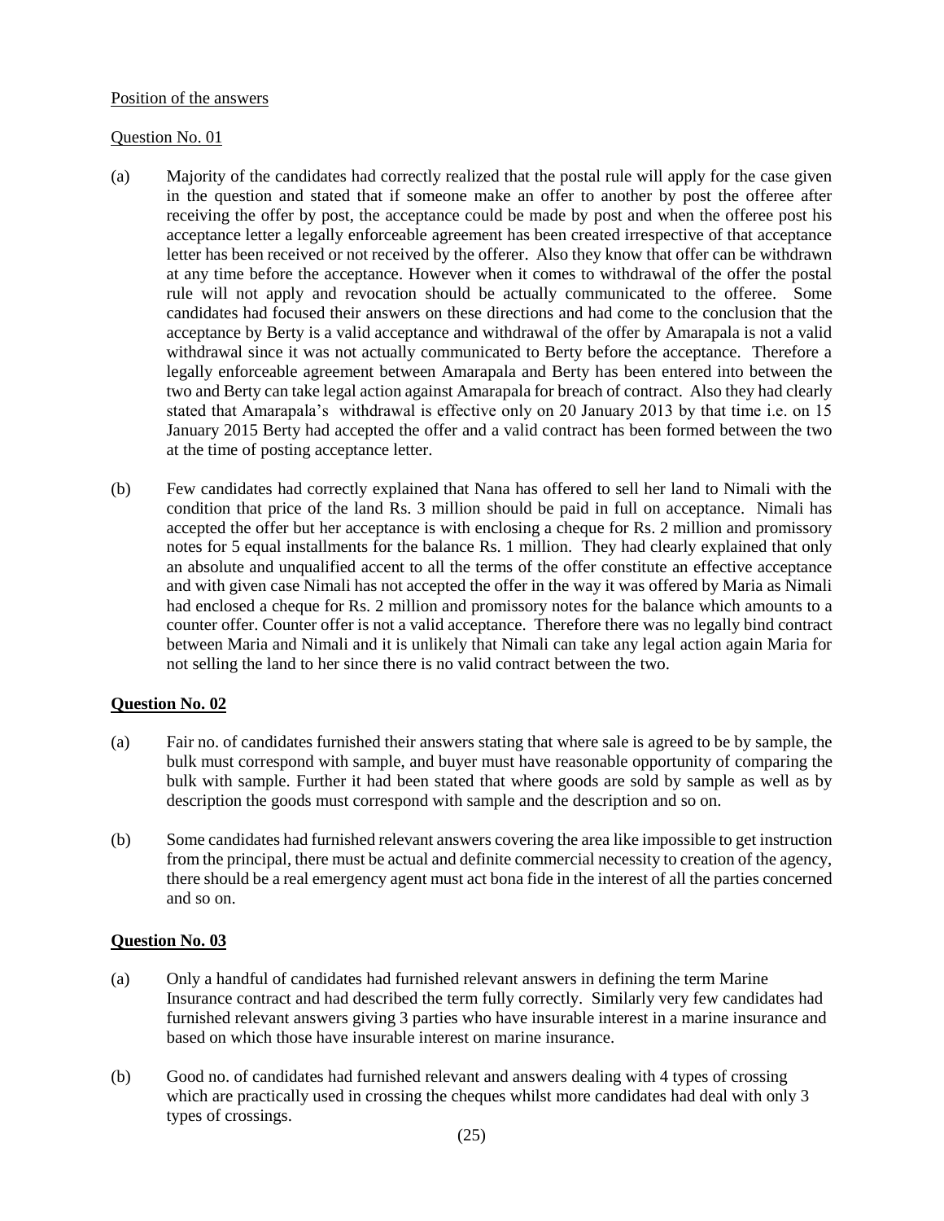Position of the answers

Question No. 01

(a) Majority of the candidates had correctly realized that the postal rule will apply for the case given in the question and stated that if someone make an offer to another by post the offeree after receiving the offer by post, the acceptance could be made by post and when the offeree post his acceptance letter a legally enforceable agreement has been created irrespective of that acceptance letter has been received or not received by the offerer. Also they know that offer can be withdrawn at any time before the acceptance. However when it comes to withdrawal of the offer the postal rule will not apply and revocation should be actually communicated to the offeree. Some candidates had focused their answers on these directions and had come to the conclusion that the acceptance by Berty is a valid acceptance and withdrawal of the offer by Amarapala is not a valid withdrawal since it was not actually communicated to Berty before the acceptance. Therefore a legally enforceable agreement between Amarapala and Berty has been entered into between the two and Berty can take legal action against Amarapala for breach of contract. Also they had clearly stated that Amarapala's withdrawal is effective only on 20 January 2013 by that time i.e. on 15 January 2015 Berty had accepted the offer and a valid contract has been formed between the two at the time of posting acceptance letter.

(b) Few candidates had correctly explained that Nana has offered to sell her land to Nimali with the condition that price of the land Rs. 3 million should be paid in full on acceptance. Nimali has accepted the offer but her acceptance is with enclosing a cheque for Rs. 2 million and promissory notes for 5 equal installments for the balance Rs. 1 million. They had clearly explained that only an absolute and unqualified accent to all the terms of the offer constitute an effective acceptance and with given case Nimali has not accepted the offer in the way it was offered by Maria as Nimali had enclosed a cheque for Rs. 2 million and promissory notes for the balance which amounts to a counter offer. Counter offer is not a valid acceptance. Therefore there was no legally bind contract between Maria and Nimali and it is unlikely that Nimali can take any legal action again Maria for not selling the land to her since there is no valid contract between the two.

**Question No. 02**

(a) Fair no. of candidates furnished their answers stating that where sale is agreed to be by sample, the bulk must correspond with sample, and buyer must have reasonable opportunity of comparing the bulk with sample. Further it had been stated that where goods are sold by sample as well as by description the goods must correspond with sample and the description and so on.

(b) Some candidates had furnished relevant answers covering the area like impossible to get instruction from the principal, there must be actual and definite commercial necessity to creation of the agency, there should be a real emergency agent must act bona fide in the interest of all the parties concerned and so on.

**Question No. 03**

(a) Only a handful of candidates had furnished relevant answers in defining the term Marine Insurance contract and had described the term fully correctly. Similarly very few candidates had furnished relevant answers giving 3 parties who have insurable interest in a marine insurance and based on which those have insurable interest on marine insurance.

(b) Good no. of candidates had furnished relevant and answers dealing with 4 types of crossing which are practically used in crossing the cheques whilst more candidates had deal with only 3 types of crossings.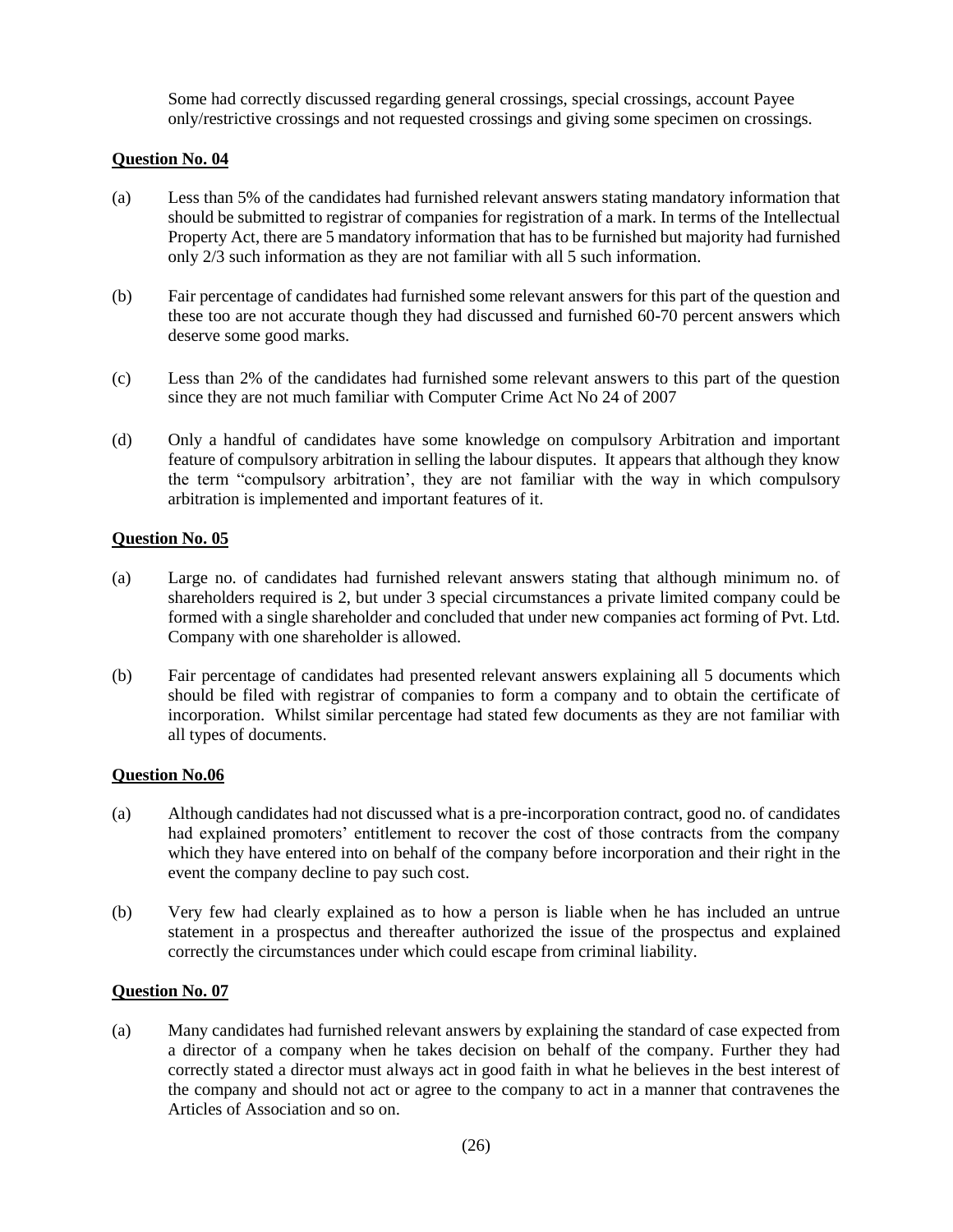Some had correctly discussed regarding general crossings, special crossings, account Payee only/restrictive crossings and not requested crossings and giving some specimen on crossings.

**Question No. 04**

(a) Less than 5% of the candidates had furnished relevant answers stating mandatory information that should be submitted to registrar of companies for registration of a mark. In terms of the Intellectual Property Act, there are 5 mandatory information that has to be furnished but majority had furnished only 2/3 such information as they are not familiar with all 5 such information.

(b) Fair percentage of candidates had furnished some relevant answers for this part of the question and these too are not accurate though they had discussed and furnished 60-70 percent answers which deserve some good marks.

(c) Less than 2% of the candidates had furnished some relevant answers to this part of the question since they are not much familiar with Computer Crime Act No 24 of 2007

(d) Only a handful of candidates have some knowledge on compulsory Arbitration and important feature of compulsory arbitration in selling the labour disputes. It appears that although they know the term "compulsory arbitration', they are not familiar with the way in which compulsory arbitration is implemented and important features of it.

**Question No. 05**

(a) Large no. of candidates had furnished relevant answers stating that although minimum no. of shareholders required is 2, but under 3 special circumstances a private limited company could be formed with a single shareholder and concluded that under new companies act forming of Pvt. Ltd. Company with one shareholder is allowed.

(b) Fair percentage of candidates had presented relevant answers explaining all 5 documents which should be filed with registrar of companies to form a company and to obtain the certificate of incorporation. Whilst similar percentage had stated few documents as they are not familiar with all types of documents.

**Question No.06**

(a) Although candidates had not discussed what is a pre-incorporation contract, good no. of candidates had explained promoters' entitlement to recover the cost of those contracts from the company which they have entered into on behalf of the company before incorporation and their right in the event the company decline to pay such cost.

(b) Very few had clearly explained as to how a person is liable when he has included an untrue statement in a prospectus and thereafter authorized the issue of the prospectus and explained correctly the circumstances under which could escape from criminal liability.

**Question No. 07**

(a) Many candidates had furnished relevant answers by explaining the standard of case expected from a director of a company when he takes decision on behalf of the company. Further they had correctly stated a director must always act in good faith in what he believes in the best interest of the company and should not act or agree to the company to act in a manner that contravenes the Articles of Association and so on.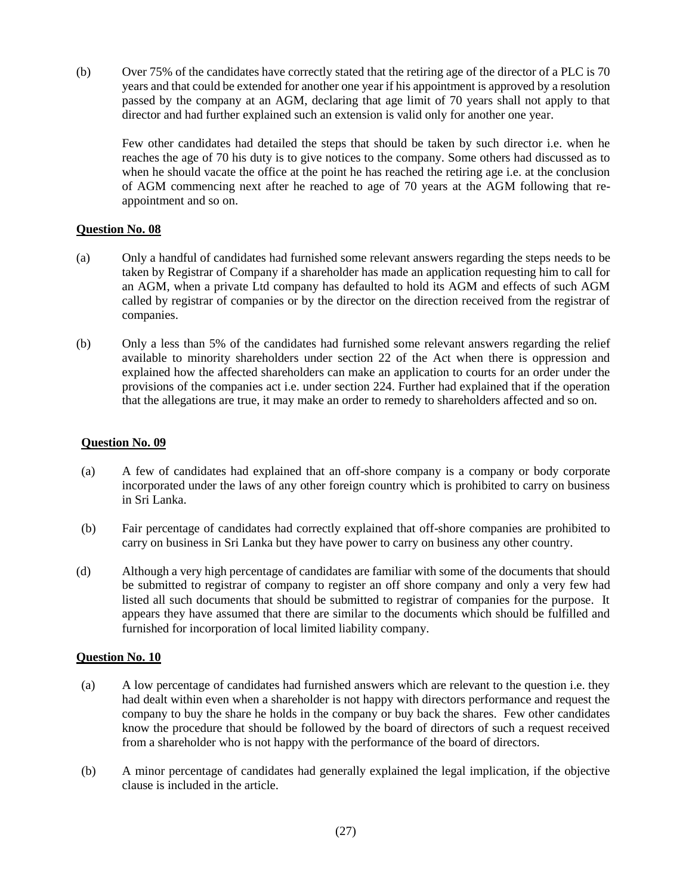(b) Over 75% of the candidates have correctly stated that the retiring age of the director of a PLC is 70 years and that could be extended for another one year if his appointment is approved by a resolution passed by the company at an AGM, declaring that age limit of 70 years shall not apply to that director and had further explained such an extension is valid only for another one year.

Few other candidates had detailed the steps that should be taken by such director i.e. when he reaches the age of 70 his duty is to give notices to the company. Some others had discussed as to when he should vacate the office at the point he has reached the retiring age i.e. at the conclusion of AGM commencing next after he reached to age of 70 years at the AGM following that re-appointment and so on.

**Question No. 08**

(a) Only a handful of candidates had furnished some relevant answers regarding the steps needs to be taken by Registrar of Company if a shareholder has made an application requesting him to call for an AGM, when a private Ltd company has defaulted to hold its AGM and effects of such AGM called by registrar of companies or by the director on the direction received from the registrar of companies.

(b) Only a less than 5% of the candidates had furnished some relevant answers regarding the relief available to minority shareholders under section 22 of the Act when there is oppression and explained how the affected shareholders can make an application to courts for an order under the provisions of the companies act i.e. under section 224. Further had explained that if the operation that the allegations are true, it may make an order to remedy to shareholders affected and so on.

**Question No. 09**

(a) A few of candidates had explained that an off-shore company is a company or body corporate incorporated under the laws of any other foreign country which is prohibited to carry on business in Sri Lanka.

(b) Fair percentage of candidates had correctly explained that off-shore companies are prohibited to carry on business in Sri Lanka but they have power to carry on business any other country.

(d) Although a very high percentage of candidates are familiar with some of the documents that should be submitted to registrar of company to register an off shore company and only a very few had listed all such documents that should be submitted to registrar of companies for the purpose. It appears they have assumed that there are similar to the documents which should be fulfilled and furnished for incorporation of local limited liability company.

**Question No. 10**

(a) A low percentage of candidates had furnished answers which are relevant to the question i.e. they had dealt within even when a shareholder is not happy with directors performance and request the company to buy the share he holds in the company or buy back the shares. Few other candidates know the procedure that should be followed by the board of directors of such a request received from a shareholder who is not happy with the performance of the board of directors.

(b) A minor percentage of candidates had generally explained the legal implication, if the objective clause is included in the article.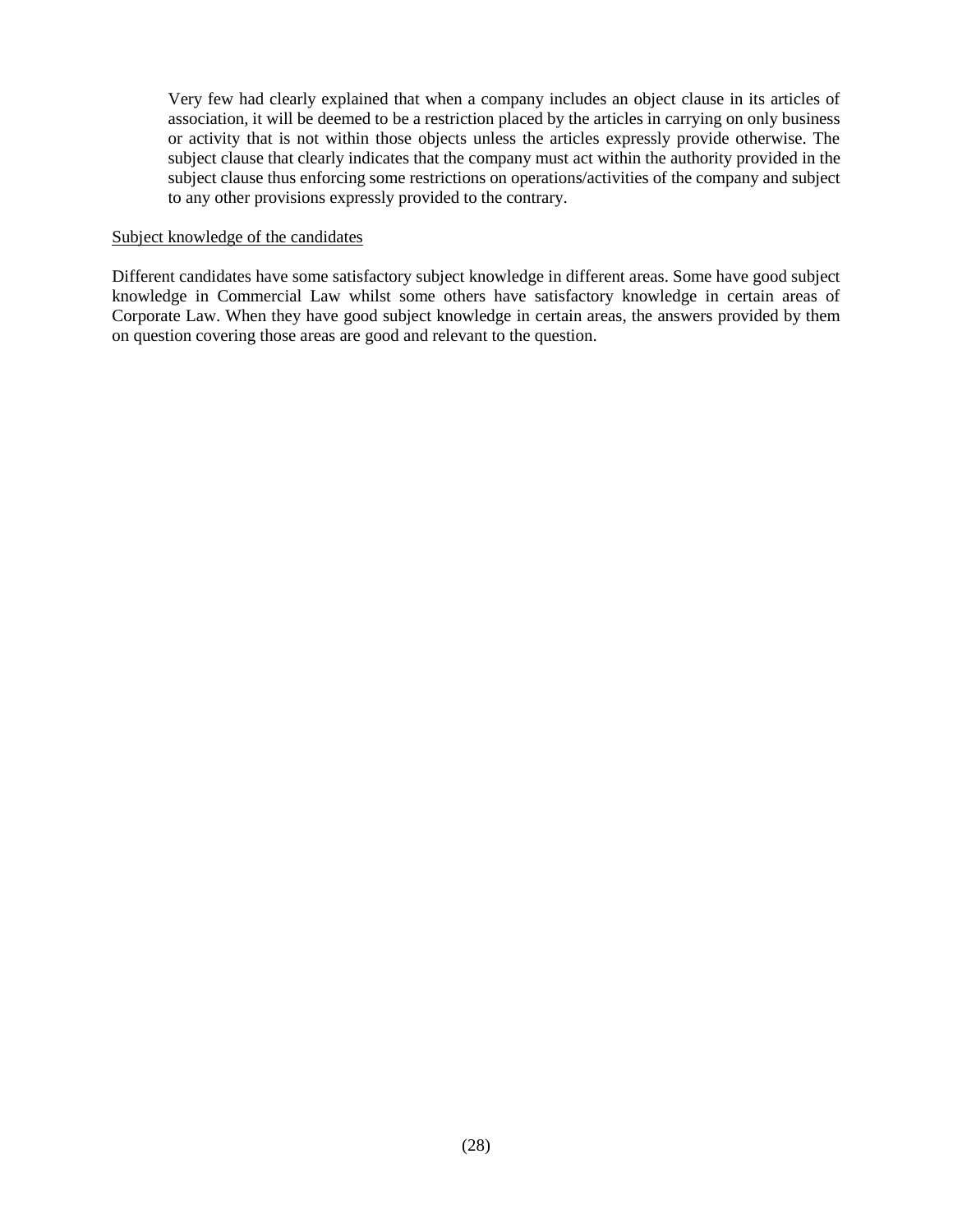Very few had clearly explained that when a company includes an object clause in its articles of association, it will be deemed to be a restriction placed by the articles in carrying on only business or activity that is not within those objects unless the articles expressly provide otherwise. The subject clause that clearly indicates that the company must act within the authority provided in the subject clause thus enforcing some restrictions on operations/activities of the company and subject to any other provisions expressly provided to the contrary.

<u>Subject knowledge of the candidates</u>

Different candidates have some satisfactory subject knowledge in different areas. Some have good subject knowledge in Commercial Law whilst some others have satisfactory knowledge in certain areas of Corporate Law. When they have good subject knowledge in certain areas, the answers provided by them on question covering those areas are good and relevant to the question.